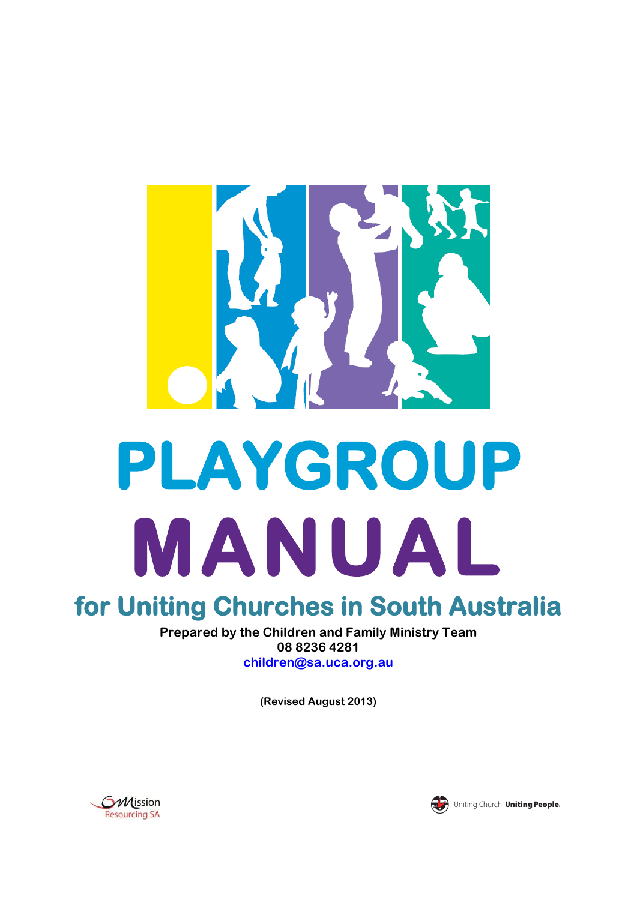# PLAYGROUP MANUAL

## for Uniting Churches in South Australia

**Prepared by the Children and Family Ministry Team**
**08 8236 4281**
**children@sa.uca.org.au**

**(Revised August 2013)**

Mission Resourcing SA

Uniting Church. **Uniting People.**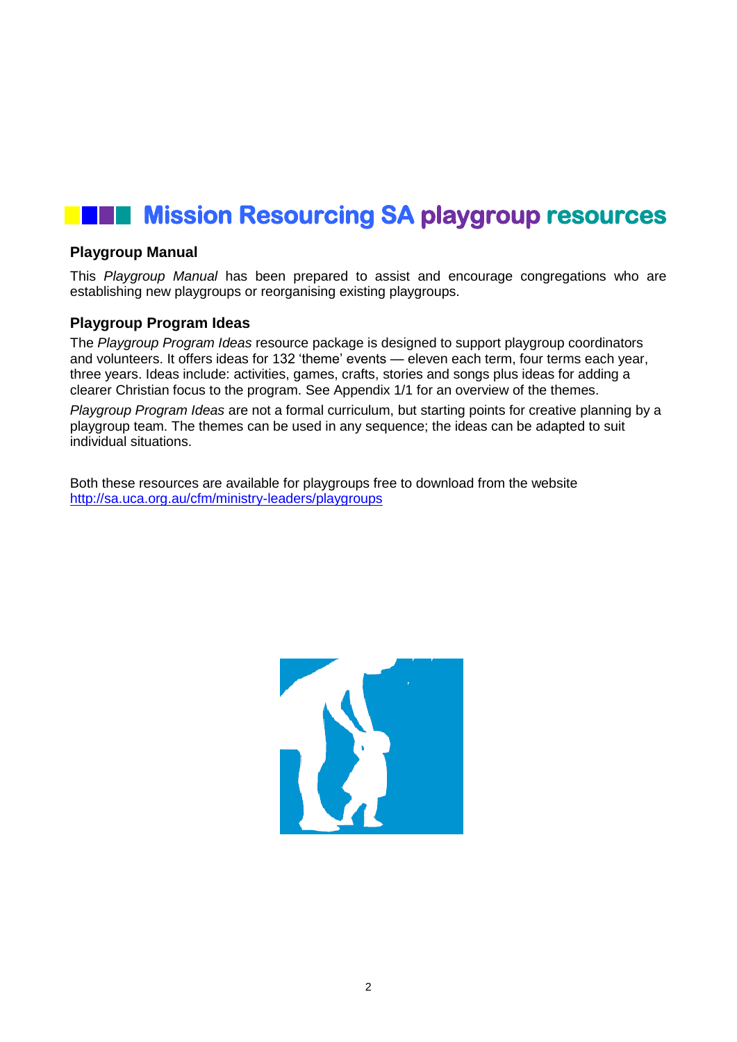# Mission Resourcing SA playgroup resources

### Playgroup Manual

This *Playgroup Manual* has been prepared to assist and encourage congregations who are establishing new playgroups or reorganising existing playgroups.

### Playgroup Program Ideas

The *Playgroup Program Ideas* resource package is designed to support playgroup coordinators and volunteers. It offers ideas for 132 'theme' events — eleven each term, four terms each year, three years. Ideas include: activities, games, crafts, stories and songs plus ideas for adding a clearer Christian focus to the program. See Appendix 1/1 for an overview of the themes.

*Playgroup Program Ideas* are not a formal curriculum, but starting points for creative planning by a playgroup team. The themes can be used in any sequence; the ideas can be adapted to suit individual situations.

Both these resources are available for playgroups free to download from the website http://sa.uca.org.au/cfm/ministry-leaders/playgroups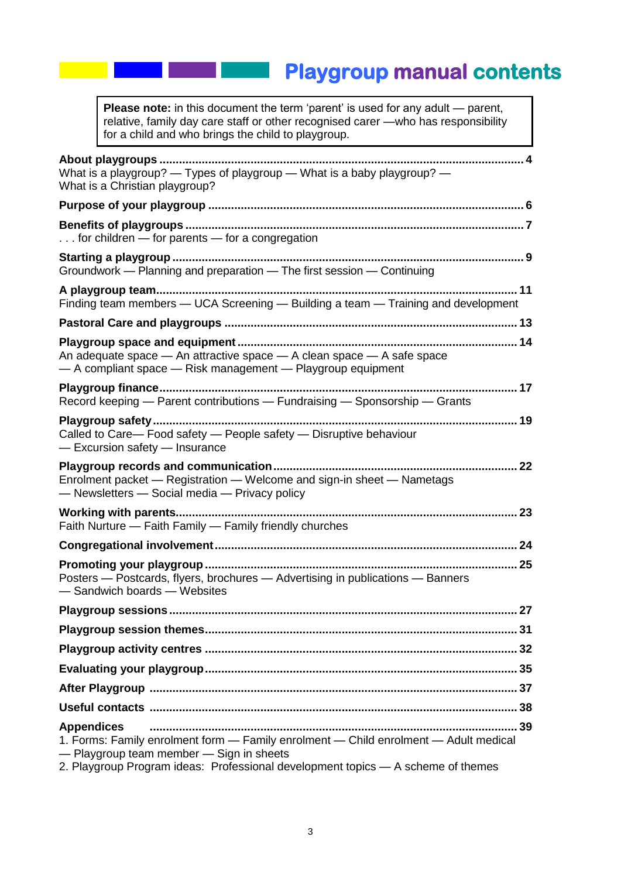# Playgroup manual contents

> **Please note:** in this document the term 'parent' is used for any adult — parent, relative, family day care staff or other recognised carer —who has responsibility for a child and who brings the child to playgroup.

**About playgroups** .......... 4
What is a playgroup? — Types of playgroup — What is a baby playgroup? — What is a Christian playgroup?

**Purpose of your playgroup** .......... 6

**Benefits of playgroups** .......... 7
. . . for children — for parents — for a congregation

**Starting a playgroup** .......... 9
Groundwork — Planning and preparation — The first session — Continuing

**A playgroup team** .......... 11
Finding team members — UCA Screening — Building a team — Training and development

**Pastoral Care and playgroups** .......... 13

**Playgroup space and equipment** .......... 14
An adequate space — An attractive space — A clean space — A safe space — A compliant space — Risk management — Playgroup equipment

**Playgroup finance** .......... 17
Record keeping — Parent contributions — Fundraising — Sponsorship — Grants

**Playgroup safety** .......... 19
Called to Care— Food safety — People safety — Disruptive behaviour — Excursion safety — Insurance

**Playgroup records and communication** .......... 22
Enrolment packet — Registration — Welcome and sign-in sheet — Nametags — Newsletters — Social media — Privacy policy

**Working with parents** .......... 23
Faith Nurture — Faith Family — Family friendly churches

**Congregational involvement** .......... 24

**Promoting your playgroup** .......... 25
Posters — Postcards, flyers, brochures — Advertising in publications — Banners — Sandwich boards — Websites

**Playgroup sessions** .......... 27

**Playgroup session themes** .......... 31

**Playgroup activity centres** .......... 32

**Evaluating your playgroup** .......... 35

**After Playgroup** .......... 37

**Useful contacts** .......... 38

**Appendices** .......... 39
1. Forms: Family enrolment form — Family enrolment — Child enrolment — Adult medical — Playgroup team member — Sign in sheets
2. Playgroup Program ideas: Professional development topics — A scheme of themes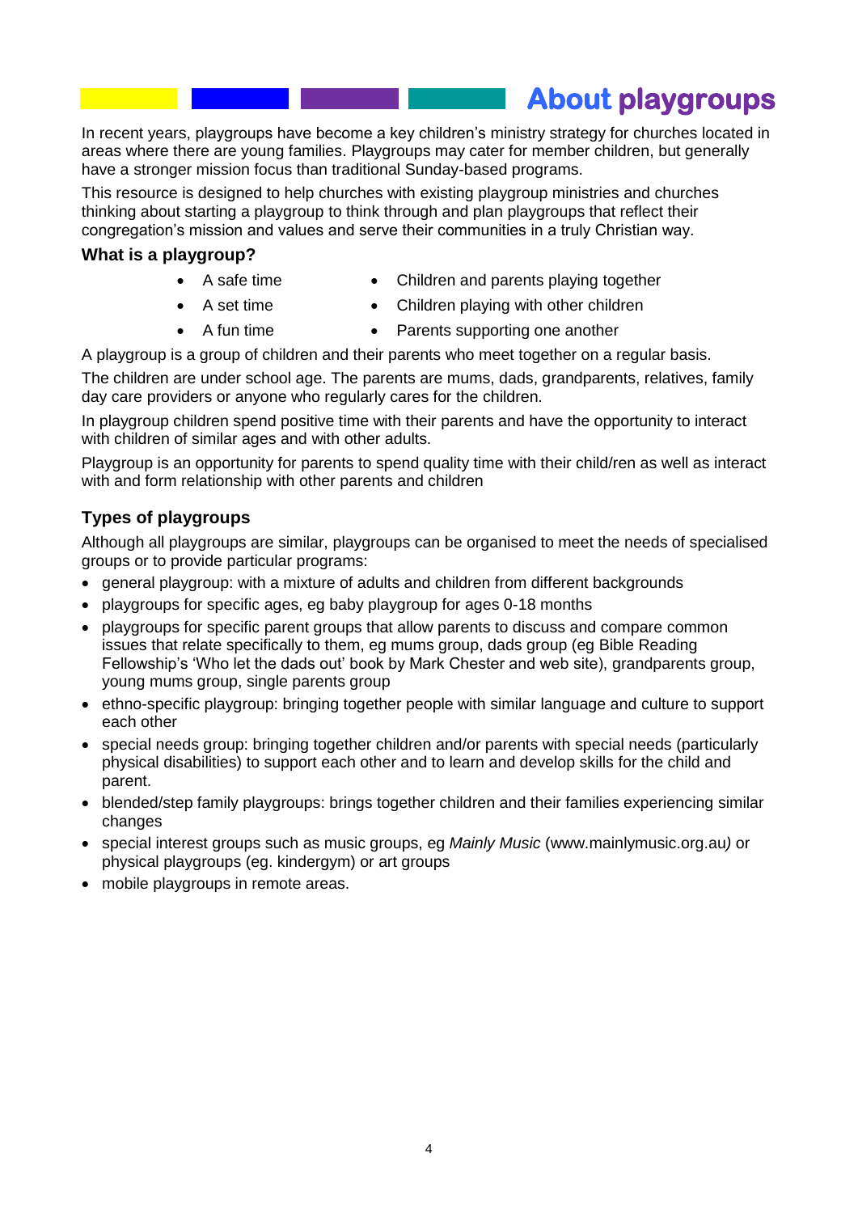# About playgroups

In recent years, playgroups have become a key children's ministry strategy for churches located in areas where there are young families. Playgroups may cater for member children, but generally have a stronger mission focus than traditional Sunday-based programs.

This resource is designed to help churches with existing playgroup ministries and churches thinking about starting a playgroup to think through and plan playgroups that reflect their congregation's mission and values and serve their communities in a truly Christian way.

## What is a playgroup?

- A safe time
- A set time
- A fun time
- Children and parents playing together
- Children playing with other children
- Parents supporting one another

A playgroup is a group of children and their parents who meet together on a regular basis.

The children are under school age. The parents are mums, dads, grandparents, relatives, family day care providers or anyone who regularly cares for the children.

In playgroup children spend positive time with their parents and have the opportunity to interact with children of similar ages and with other adults.

Playgroup is an opportunity for parents to spend quality time with their child/ren as well as interact with and form relationship with other parents and children

## Types of playgroups

Although all playgroups are similar, playgroups can be organised to meet the needs of specialised groups or to provide particular programs:

- general playgroup: with a mixture of adults and children from different backgrounds
- playgroups for specific ages, eg baby playgroup for ages 0-18 months
- playgroups for specific parent groups that allow parents to discuss and compare common issues that relate specifically to them, eg mums group, dads group (eg Bible Reading Fellowship's 'Who let the dads out' book by Mark Chester and web site), grandparents group, young mums group, single parents group
- ethno-specific playgroup: bringing together people with similar language and culture to support each other
- special needs group: bringing together children and/or parents with special needs (particularly physical disabilities) to support each other and to learn and develop skills for the child and parent.
- blended/step family playgroups: brings together children and their families experiencing similar changes
- special interest groups such as music groups, eg *Mainly Music* (www.mainlymusic.org.au) or physical playgroups (eg. kindergym) or art groups
- mobile playgroups in remote areas.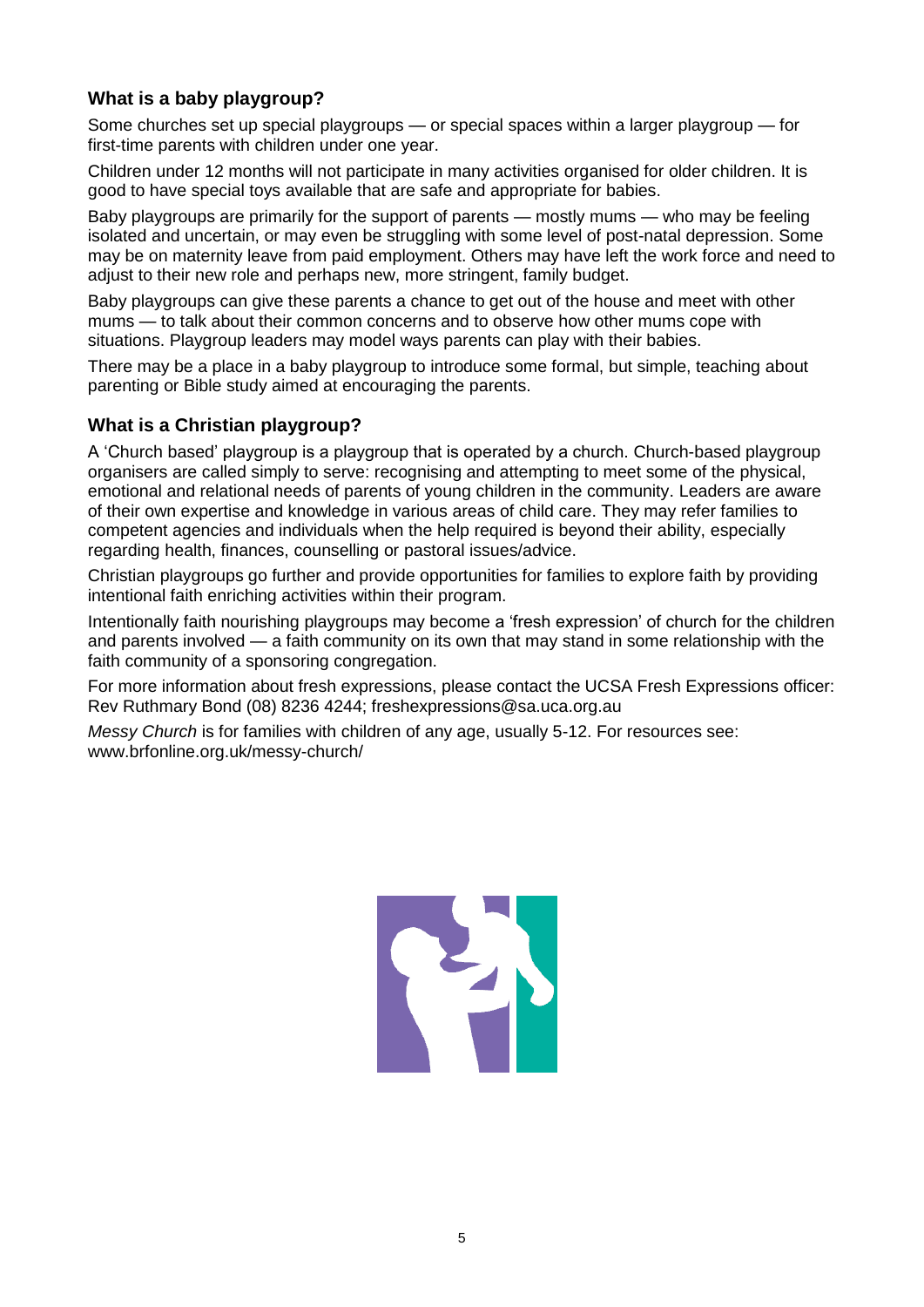### What is a baby playgroup?

Some churches set up special playgroups — or special spaces within a larger playgroup — for first-time parents with children under one year.

Children under 12 months will not participate in many activities organised for older children. It is good to have special toys available that are safe and appropriate for babies.

Baby playgroups are primarily for the support of parents — mostly mums — who may be feeling isolated and uncertain, or may even be struggling with some level of post-natal depression. Some may be on maternity leave from paid employment. Others may have left the work force and need to adjust to their new role and perhaps new, more stringent, family budget.

Baby playgroups can give these parents a chance to get out of the house and meet with other mums — to talk about their common concerns and to observe how other mums cope with situations. Playgroup leaders may model ways parents can play with their babies.

There may be a place in a baby playgroup to introduce some formal, but simple, teaching about parenting or Bible study aimed at encouraging the parents.

### What is a Christian playgroup?

A 'Church based' playgroup is a playgroup that is operated by a church. Church-based playgroup organisers are called simply to serve: recognising and attempting to meet some of the physical, emotional and relational needs of parents of young children in the community. Leaders are aware of their own expertise and knowledge in various areas of child care. They may refer families to competent agencies and individuals when the help required is beyond their ability, especially regarding health, finances, counselling or pastoral issues/advice.

Christian playgroups go further and provide opportunities for families to explore faith by providing intentional faith enriching activities within their program.

Intentionally faith nourishing playgroups may become a 'fresh expression' of church for the children and parents involved — a faith community on its own that may stand in some relationship with the faith community of a sponsoring congregation.

For more information about fresh expressions, please contact the UCSA Fresh Expressions officer: Rev Ruthmary Bond (08) 8236 4244; freshexpressions@sa.uca.org.au

*Messy Church* is for families with children of any age, usually 5-12. For resources see: www.brfonline.org.uk/messy-church/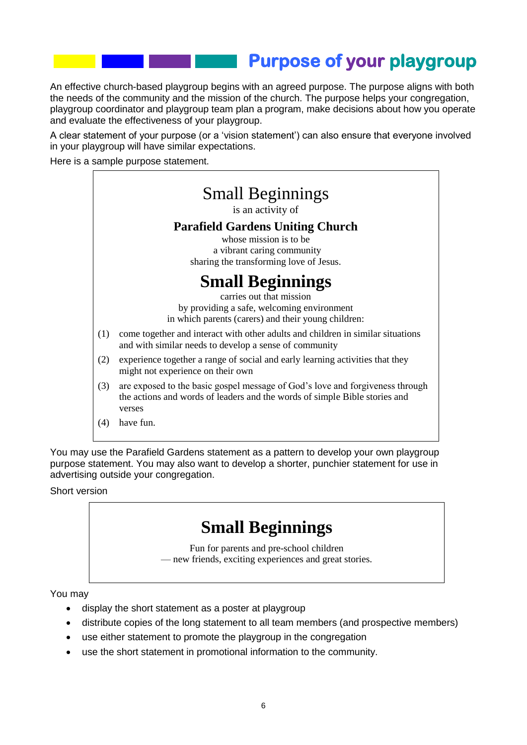# Purpose of your playgroup

An effective church-based playgroup begins with an agreed purpose. The purpose aligns with both the needs of the community and the mission of the church. The purpose helps your congregation, playgroup coordinator and playgroup team plan a program, make decisions about how you operate and evaluate the effectiveness of your playgroup.

A clear statement of your purpose (or a 'vision statement') can also ensure that everyone involved in your playgroup will have similar expectations.

Here is a sample purpose statement.

> Small Beginnings
>
> is an activity of
>
> **Parafield Gardens Uniting Church**
>
> whose mission is to be
> a vibrant caring community
> sharing the transforming love of Jesus.
>
> **Small Beginnings**
>
> carries out that mission
> by providing a safe, welcoming environment
> in which parents (carers) and their young children:
>
> (1) come together and interact with other adults and children in similar situations and with similar needs to develop a sense of community
>
> (2) experience together a range of social and early learning activities that they might not experience on their own
>
> (3) are exposed to the basic gospel message of God's love and forgiveness through the actions and words of leaders and the words of simple Bible stories and verses
>
> (4) have fun.

You may use the Parafield Gardens statement as a pattern to develop your own playgroup purpose statement. You may also want to develop a shorter, punchier statement for use in advertising outside your congregation.

Short version

> **Small Beginnings**
>
> Fun for parents and pre-school children
> — new friends, exciting experiences and great stories.

You may

- display the short statement as a poster at playgroup
- distribute copies of the long statement to all team members (and prospective members)
- use either statement to promote the playgroup in the congregation
- use the short statement in promotional information to the community.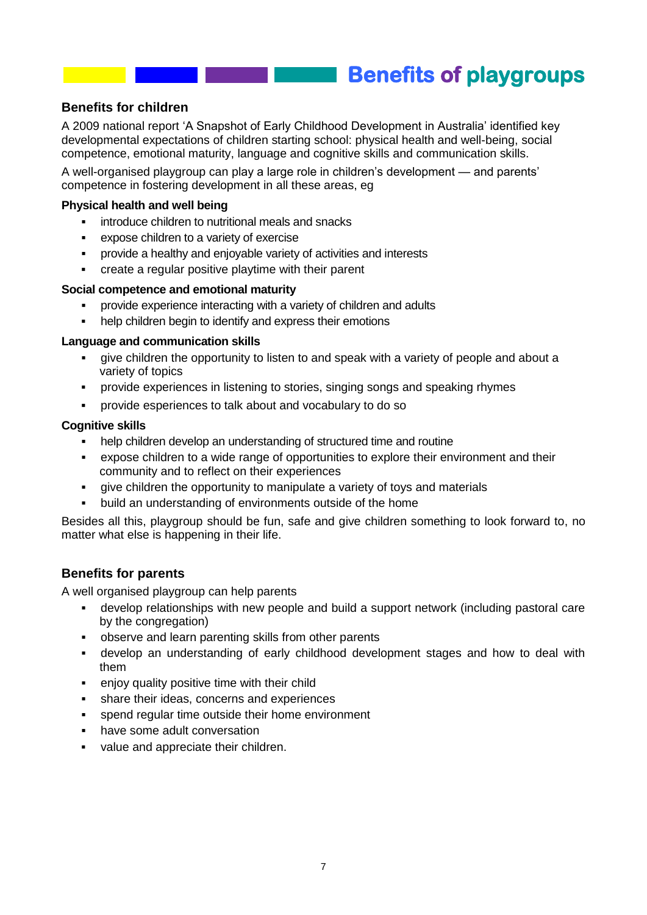# Benefits of playgroups

## Benefits for children

A 2009 national report 'A Snapshot of Early Childhood Development in Australia' identified key developmental expectations of children starting school: physical health and well-being, social competence, emotional maturity, language and cognitive skills and communication skills.

A well-organised playgroup can play a large role in children's development — and parents' competence in fostering development in all these areas, eg

**Physical health and well being**

- introduce children to nutritional meals and snacks
- expose children to a variety of exercise
- provide a healthy and enjoyable variety of activities and interests
- create a regular positive playtime with their parent

**Social competence and emotional maturity**

- provide experience interacting with a variety of children and adults
- help children begin to identify and express their emotions

**Language and communication skills**

- give children the opportunity to listen to and speak with a variety of people and about a variety of topics
- provide experiences in listening to stories, singing songs and speaking rhymes
- provide esperiences to talk about and vocabulary to do so

**Cognitive skills**

- help children develop an understanding of structured time and routine
- expose children to a wide range of opportunities to explore their environment and their community and to reflect on their experiences
- give children the opportunity to manipulate a variety of toys and materials
- build an understanding of environments outside of the home

Besides all this, playgroup should be fun, safe and give children something to look forward to, no matter what else is happening in their life.

## Benefits for parents

A well organised playgroup can help parents

- develop relationships with new people and build a support network (including pastoral care by the congregation)
- observe and learn parenting skills from other parents
- develop an understanding of early childhood development stages and how to deal with them
- enjoy quality positive time with their child
- share their ideas, concerns and experiences
- spend regular time outside their home environment
- have some adult conversation
- value and appreciate their children.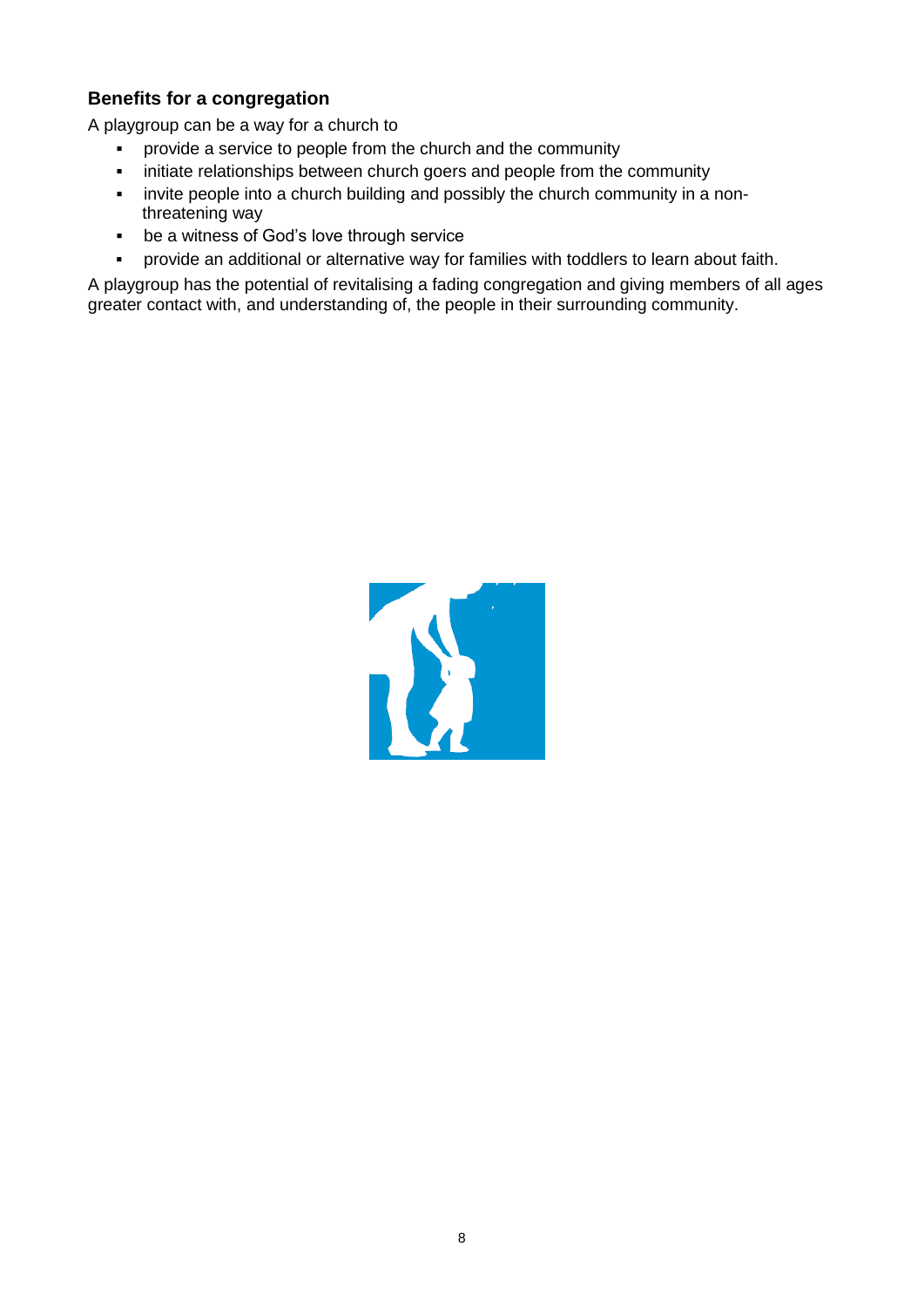## Benefits for a congregation

A playgroup can be a way for a church to

- provide a service to people from the church and the community
- initiate relationships between church goers and people from the community
- invite people into a church building and possibly the church community in a non-threatening way
- be a witness of God's love through service
- provide an additional or alternative way for families with toddlers to learn about faith.

A playgroup has the potential of revitalising a fading congregation and giving members of all ages greater contact with, and understanding of, the people in their surrounding community.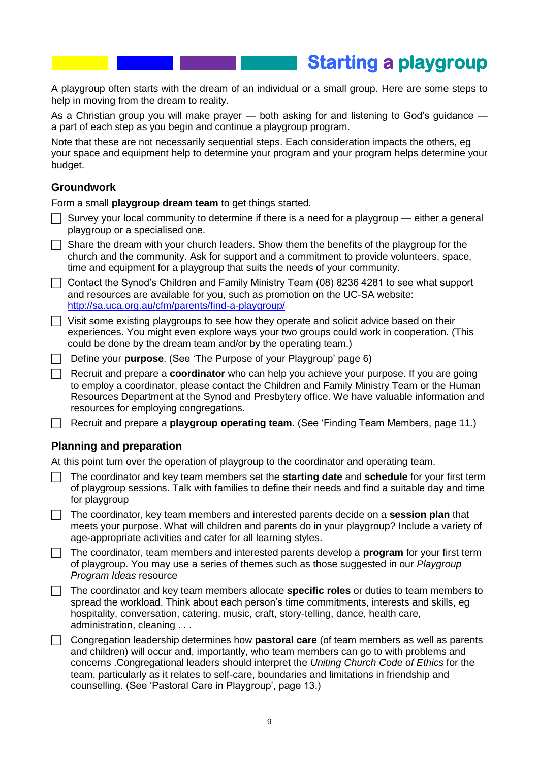# Starting a playgroup

A playgroup often starts with the dream of an individual or a small group. Here are some steps to help in moving from the dream to reality.

As a Christian group you will make prayer — both asking for and listening to God's guidance — a part of each step as you begin and continue a playgroup program.

Note that these are not necessarily sequential steps. Each consideration impacts the others, eg your space and equipment help to determine your program and your program helps determine your budget.

## Groundwork

Form a small **playgroup dream team** to get things started.

- [ ] Survey your local community to determine if there is a need for a playgroup — either a general playgroup or a specialised one.
- [ ] Share the dream with your church leaders. Show them the benefits of the playgroup for the church and the community. Ask for support and a commitment to provide volunteers, space, time and equipment for a playgroup that suits the needs of your community.
- [ ] Contact the Synod's Children and Family Ministry Team (08) 8236 4281 to see what support and resources are available for you, such as promotion on the UC-SA website: http://sa.uca.org.au/cfm/parents/find-a-playgroup/
- [ ] Visit some existing playgroups to see how they operate and solicit advice based on their experiences. You might even explore ways your two groups could work in cooperation. (This could be done by the dream team and/or by the operating team.)
- [ ] Define your **purpose**. (See 'The Purpose of your Playgroup' page 6)
- [ ] Recruit and prepare a **coordinator** who can help you achieve your purpose. If you are going to employ a coordinator, please contact the Children and Family Ministry Team or the Human Resources Department at the Synod and Presbytery office. We have valuable information and resources for employing congregations.
- [ ] Recruit and prepare a **playgroup operating team.** (See 'Finding Team Members, page 11.)

## Planning and preparation

At this point turn over the operation of playgroup to the coordinator and operating team.

- [ ] The coordinator and key team members set the **starting date** and **schedule** for your first term of playgroup sessions. Talk with families to define their needs and find a suitable day and time for playgroup
- [ ] The coordinator, key team members and interested parents decide on a **session plan** that meets your purpose. What will children and parents do in your playgroup? Include a variety of age-appropriate activities and cater for all learning styles.
- [ ] The coordinator, team members and interested parents develop a **program** for your first term of playgroup. You may use a series of themes such as those suggested in our *Playgroup Program Ideas* resource
- [ ] The coordinator and key team members allocate **specific roles** or duties to team members to spread the workload. Think about each person's time commitments, interests and skills, eg hospitality, conversation, catering, music, craft, story-telling, dance, health care, administration, cleaning . . .
- [ ] Congregation leadership determines how **pastoral care** (of team members as well as parents and children) will occur and, importantly, who team members can go to with problems and concerns .Congregational leaders should interpret the *Uniting Church Code of Ethics* for the team, particularly as it relates to self-care, boundaries and limitations in friendship and counselling. (See 'Pastoral Care in Playgroup', page 13.)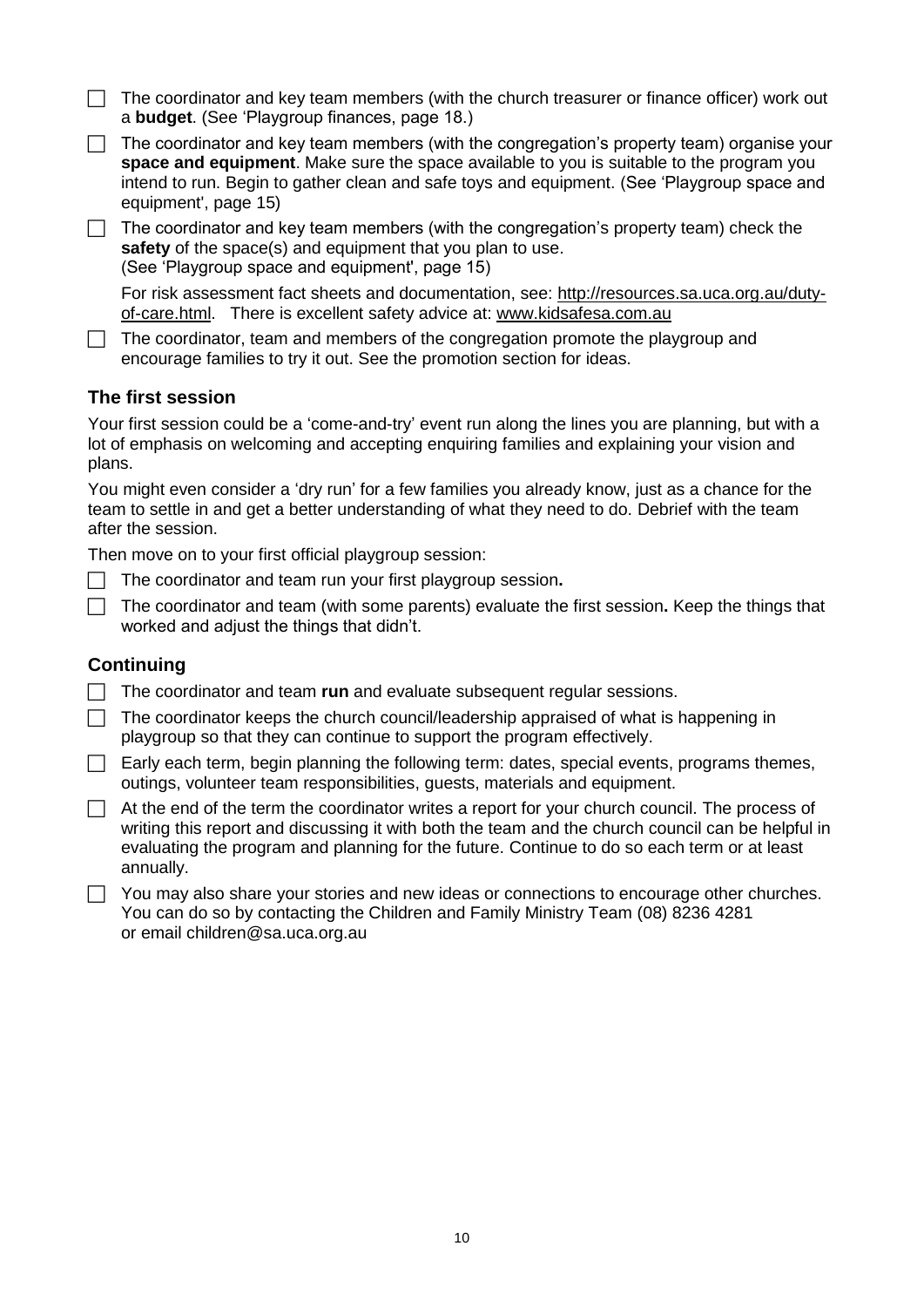- [ ] The coordinator and key team members (with the church treasurer or finance officer) work out a **budget**. (See 'Playgroup finances, page 18.)
- [ ] The coordinator and key team members (with the congregation's property team) organise your **space and equipment**. Make sure the space available to you is suitable to the program you intend to run. Begin to gather clean and safe toys and equipment. (See 'Playgroup space and equipment', page 15)
- [ ] The coordinator and key team members (with the congregation's property team) check the **safety** of the space(s) and equipment that you plan to use. (See 'Playgroup space and equipment', page 15)

  For risk assessment fact sheets and documentation, see: http://resources.sa.uca.org.au/duty-of-care.html. There is excellent safety advice at: www.kidsafesa.com.au
- [ ] The coordinator, team and members of the congregation promote the playgroup and encourage families to try it out. See the promotion section for ideas.

### The first session

Your first session could be a 'come-and-try' event run along the lines you are planning, but with a lot of emphasis on welcoming and accepting enquiring families and explaining your vision and plans.

You might even consider a 'dry run' for a few families you already know, just as a chance for the team to settle in and get a better understanding of what they need to do. Debrief with the team after the session.

Then move on to your first official playgroup session:

- [ ] The coordinator and team run your first playgroup session**.**
- [ ] The coordinator and team (with some parents) evaluate the first session**.** Keep the things that worked and adjust the things that didn't.

### Continuing

- [ ] The coordinator and team **run** and evaluate subsequent regular sessions.
- [ ] The coordinator keeps the church council/leadership appraised of what is happening in playgroup so that they can continue to support the program effectively.
- [ ] Early each term, begin planning the following term: dates, special events, programs themes, outings, volunteer team responsibilities, guests, materials and equipment.
- [ ] At the end of the term the coordinator writes a report for your church council. The process of writing this report and discussing it with both the team and the church council can be helpful in evaluating the program and planning for the future. Continue to do so each term or at least annually.
- [ ] You may also share your stories and new ideas or connections to encourage other churches. You can do so by contacting the Children and Family Ministry Team (08) 8236 4281 or email children@sa.uca.org.au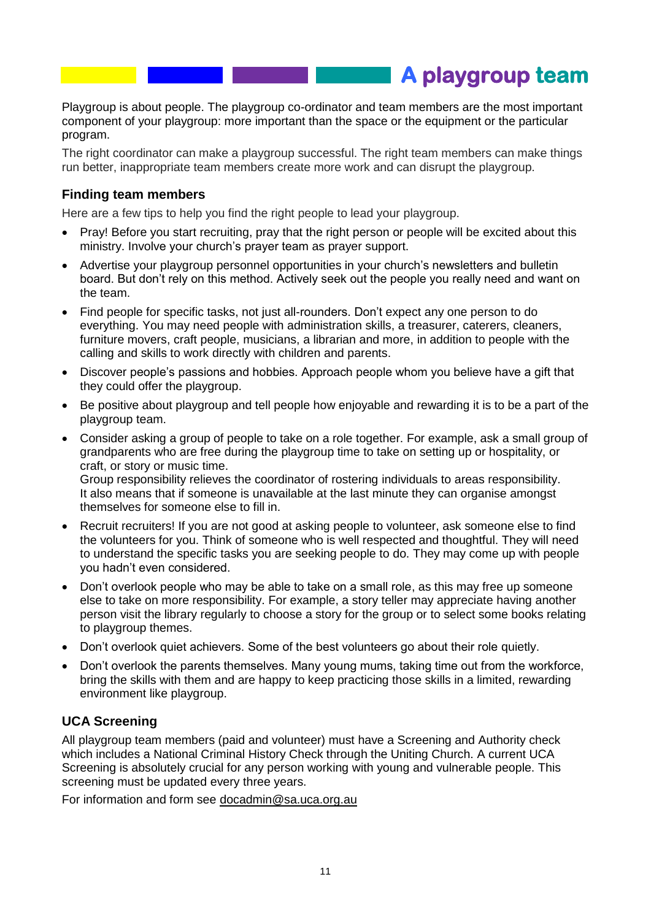# A playgroup team

Playgroup is about people. The playgroup co-ordinator and team members are the most important component of your playgroup: more important than the space or the equipment or the particular program.

The right coordinator can make a playgroup successful. The right team members can make things run better, inappropriate team members create more work and can disrupt the playgroup.

## Finding team members

Here are a few tips to help you find the right people to lead your playgroup.

- Pray! Before you start recruiting, pray that the right person or people will be excited about this ministry. Involve your church's prayer team as prayer support.
- Advertise your playgroup personnel opportunities in your church's newsletters and bulletin board. But don't rely on this method. Actively seek out the people you really need and want on the team.
- Find people for specific tasks, not just all-rounders. Don't expect any one person to do everything. You may need people with administration skills, a treasurer, caterers, cleaners, furniture movers, craft people, musicians, a librarian and more, in addition to people with the calling and skills to work directly with children and parents.
- Discover people's passions and hobbies. Approach people whom you believe have a gift that they could offer the playgroup.
- Be positive about playgroup and tell people how enjoyable and rewarding it is to be a part of the playgroup team.
- Consider asking a group of people to take on a role together. For example, ask a small group of grandparents who are free during the playgroup time to take on setting up or hospitality, or craft, or story or music time.
  Group responsibility relieves the coordinator of rostering individuals to areas responsibility. It also means that if someone is unavailable at the last minute they can organise amongst themselves for someone else to fill in.
- Recruit recruiters! If you are not good at asking people to volunteer, ask someone else to find the volunteers for you. Think of someone who is well respected and thoughtful. They will need to understand the specific tasks you are seeking people to do. They may come up with people you hadn't even considered.
- Don't overlook people who may be able to take on a small role, as this may free up someone else to take on more responsibility. For example, a story teller may appreciate having another person visit the library regularly to choose a story for the group or to select some books relating to playgroup themes.
- Don't overlook quiet achievers. Some of the best volunteers go about their role quietly.
- Don't overlook the parents themselves. Many young mums, taking time out from the workforce, bring the skills with them and are happy to keep practicing those skills in a limited, rewarding environment like playgroup.

## UCA Screening

All playgroup team members (paid and volunteer) must have a Screening and Authority check which includes a National Criminal History Check through the Uniting Church. A current UCA Screening is absolutely crucial for any person working with young and vulnerable people. This screening must be updated every three years.

For information and form see docadmin@sa.uca.org.au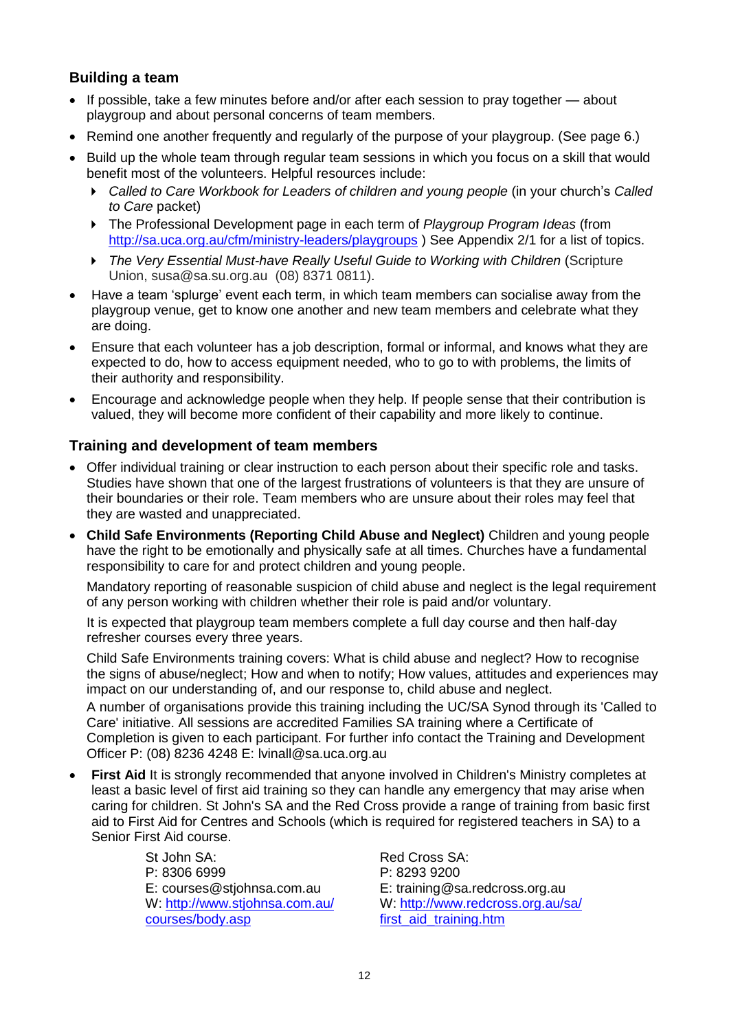## Building a team

- If possible, take a few minutes before and/or after each session to pray together — about playgroup and about personal concerns of team members.
- Remind one another frequently and regularly of the purpose of your playgroup. (See page 6.)
- Build up the whole team through regular team sessions in which you focus on a skill that would benefit most of the volunteers. Helpful resources include:
  - *Called to Care Workbook for Leaders of children and young people* (in your church's *Called to Care* packet)
  - The Professional Development page in each term of *Playgroup Program Ideas* (from http://sa.uca.org.au/cfm/ministry-leaders/playgroups ) See Appendix 2/1 for a list of topics.
  - *The Very Essential Must-have Really Useful Guide to Working with Children* (Scripture Union, susa@sa.su.org.au (08) 8371 0811).
- Have a team 'splurge' event each term, in which team members can socialise away from the playgroup venue, get to know one another and new team members and celebrate what they are doing.
- Ensure that each volunteer has a job description, formal or informal, and knows what they are expected to do, how to access equipment needed, who to go to with problems, the limits of their authority and responsibility.
- Encourage and acknowledge people when they help. If people sense that their contribution is valued, they will become more confident of their capability and more likely to continue.

## Training and development of team members

- Offer individual training or clear instruction to each person about their specific role and tasks. Studies have shown that one of the largest frustrations of volunteers is that they are unsure of their boundaries or their role. Team members who are unsure about their roles may feel that they are wasted and unappreciated.
- **Child Safe Environments (Reporting Child Abuse and Neglect)** Children and young people have the right to be emotionally and physically safe at all times. Churches have a fundamental responsibility to care for and protect children and young people.

  Mandatory reporting of reasonable suspicion of child abuse and neglect is the legal requirement of any person working with children whether their role is paid and/or voluntary.

  It is expected that playgroup team members complete a full day course and then half-day refresher courses every three years.

  Child Safe Environments training covers: What is child abuse and neglect? How to recognise the signs of abuse/neglect; How and when to notify; How values, attitudes and experiences may impact on our understanding of, and our response to, child abuse and neglect.

  A number of organisations provide this training including the UC/SA Synod through its 'Called to Care' initiative. All sessions are accredited Families SA training where a Certificate of Completion is given to each participant. For further info contact the Training and Development Officer P: (08) 8236 4248 E: lvinall@sa.uca.org.au
- **First Aid** It is strongly recommended that anyone involved in Children's Ministry completes at least a basic level of first aid training so they can handle any emergency that may arise when caring for children. St John's SA and the Red Cross provide a range of training from basic first aid to First Aid for Centres and Schools (which is required for registered teachers in SA) to a Senior First Aid course.

  St John SA:
  P: 8306 6999
  E: courses@stjohnsa.com.au
  W: http://www.stjohnsa.com.au/courses/body.asp

  Red Cross SA:
  P: 8293 9200
  E: training@sa.redcross.org.au
  W: http://www.redcross.org.au/sa/first_aid_training.htm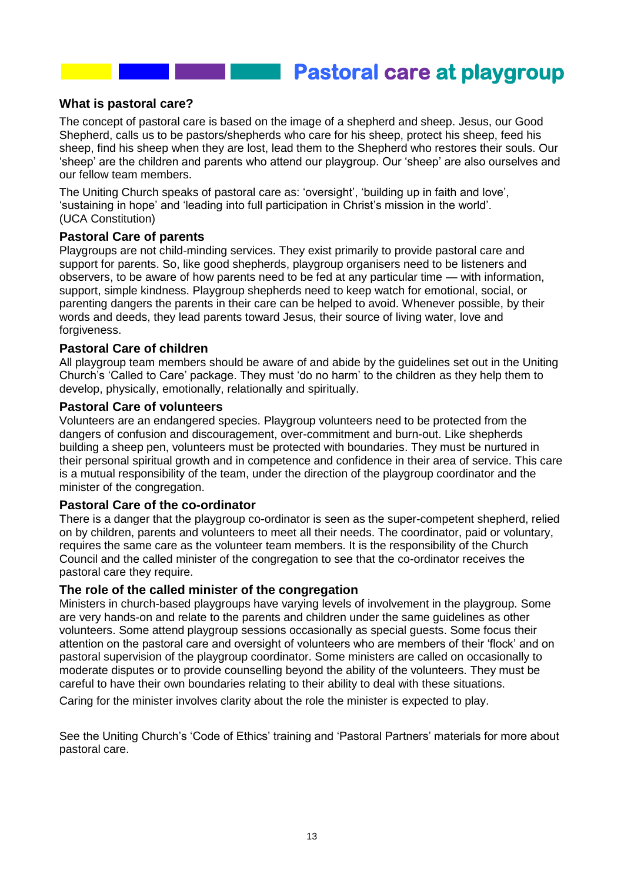# Pastoral care at playgroup

## What is pastoral care?

The concept of pastoral care is based on the image of a shepherd and sheep. Jesus, our Good Shepherd, calls us to be pastors/shepherds who care for his sheep, protect his sheep, feed his sheep, find his sheep when they are lost, lead them to the Shepherd who restores their souls. Our 'sheep' are the children and parents who attend our playgroup. Our 'sheep' are also ourselves and our fellow team members.

The Uniting Church speaks of pastoral care as: 'oversight', 'building up in faith and love', 'sustaining in hope' and 'leading into full participation in Christ's mission in the world'. (UCA Constitution)

### Pastoral Care of parents

Playgroups are not child-minding services. They exist primarily to provide pastoral care and support for parents. So, like good shepherds, playgroup organisers need to be listeners and observers, to be aware of how parents need to be fed at any particular time — with information, support, simple kindness. Playgroup shepherds need to keep watch for emotional, social, or parenting dangers the parents in their care can be helped to avoid. Whenever possible, by their words and deeds, they lead parents toward Jesus, their source of living water, love and forgiveness.

### Pastoral Care of children

All playgroup team members should be aware of and abide by the guidelines set out in the Uniting Church's 'Called to Care' package. They must 'do no harm' to the children as they help them to develop, physically, emotionally, relationally and spiritually.

### Pastoral Care of volunteers

Volunteers are an endangered species. Playgroup volunteers need to be protected from the dangers of confusion and discouragement, over-commitment and burn-out. Like shepherds building a sheep pen, volunteers must be protected with boundaries. They must be nurtured in their personal spiritual growth and in competence and confidence in their area of service. This care is a mutual responsibility of the team, under the direction of the playgroup coordinator and the minister of the congregation.

### Pastoral Care of the co-ordinator

There is a danger that the playgroup co-ordinator is seen as the super-competent shepherd, relied on by children, parents and volunteers to meet all their needs. The coordinator, paid or voluntary, requires the same care as the volunteer team members. It is the responsibility of the Church Council and the called minister of the congregation to see that the co-ordinator receives the pastoral care they require.

### The role of the called minister of the congregation

Ministers in church-based playgroups have varying levels of involvement in the playgroup. Some are very hands-on and relate to the parents and children under the same guidelines as other volunteers. Some attend playgroup sessions occasionally as special guests. Some focus their attention on the pastoral care and oversight of volunteers who are members of their 'flock' and on pastoral supervision of the playgroup coordinator. Some ministers are called on occasionally to moderate disputes or to provide counselling beyond the ability of the volunteers. They must be careful to have their own boundaries relating to their ability to deal with these situations.

Caring for the minister involves clarity about the role the minister is expected to play.

See the Uniting Church's 'Code of Ethics' training and 'Pastoral Partners' materials for more about pastoral care.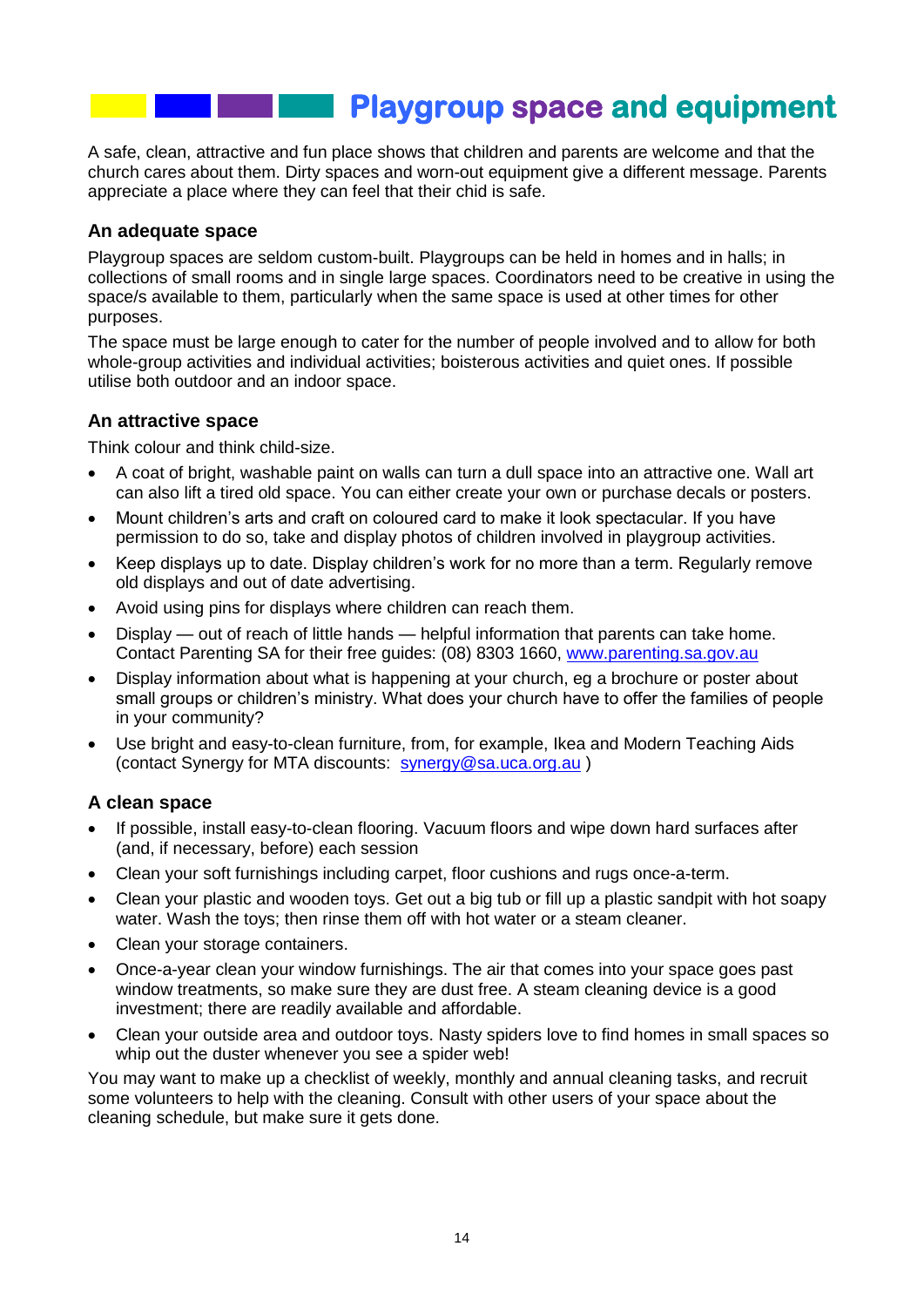# Playgroup space and equipment

A safe, clean, attractive and fun place shows that children and parents are welcome and that the church cares about them. Dirty spaces and worn-out equipment give a different message. Parents appreciate a place where they can feel that their chid is safe.

### An adequate space

Playgroup spaces are seldom custom-built. Playgroups can be held in homes and in halls; in collections of small rooms and in single large spaces. Coordinators need to be creative in using the space/s available to them, particularly when the same space is used at other times for other purposes.

The space must be large enough to cater for the number of people involved and to allow for both whole-group activities and individual activities; boisterous activities and quiet ones. If possible utilise both outdoor and an indoor space.

### An attractive space

Think colour and think child-size.

- A coat of bright, washable paint on walls can turn a dull space into an attractive one. Wall art can also lift a tired old space. You can either create your own or purchase decals or posters.
- Mount children's arts and craft on coloured card to make it look spectacular. If you have permission to do so, take and display photos of children involved in playgroup activities.
- Keep displays up to date. Display children's work for no more than a term. Regularly remove old displays and out of date advertising.
- Avoid using pins for displays where children can reach them.
- Display — out of reach of little hands — helpful information that parents can take home. Contact Parenting SA for their free guides: (08) 8303 1660, www.parenting.sa.gov.au
- Display information about what is happening at your church, eg a brochure or poster about small groups or children's ministry. What does your church have to offer the families of people in your community?
- Use bright and easy-to-clean furniture, from, for example, Ikea and Modern Teaching Aids (contact Synergy for MTA discounts: synergy@sa.uca.org.au )

### A clean space

- If possible, install easy-to-clean flooring. Vacuum floors and wipe down hard surfaces after (and, if necessary, before) each session
- Clean your soft furnishings including carpet, floor cushions and rugs once-a-term.
- Clean your plastic and wooden toys. Get out a big tub or fill up a plastic sandpit with hot soapy water. Wash the toys; then rinse them off with hot water or a steam cleaner.
- Clean your storage containers.
- Once-a-year clean your window furnishings. The air that comes into your space goes past window treatments, so make sure they are dust free. A steam cleaning device is a good investment; there are readily available and affordable.
- Clean your outside area and outdoor toys. Nasty spiders love to find homes in small spaces so whip out the duster whenever you see a spider web!

You may want to make up a checklist of weekly, monthly and annual cleaning tasks, and recruit some volunteers to help with the cleaning. Consult with other users of your space about the cleaning schedule, but make sure it gets done.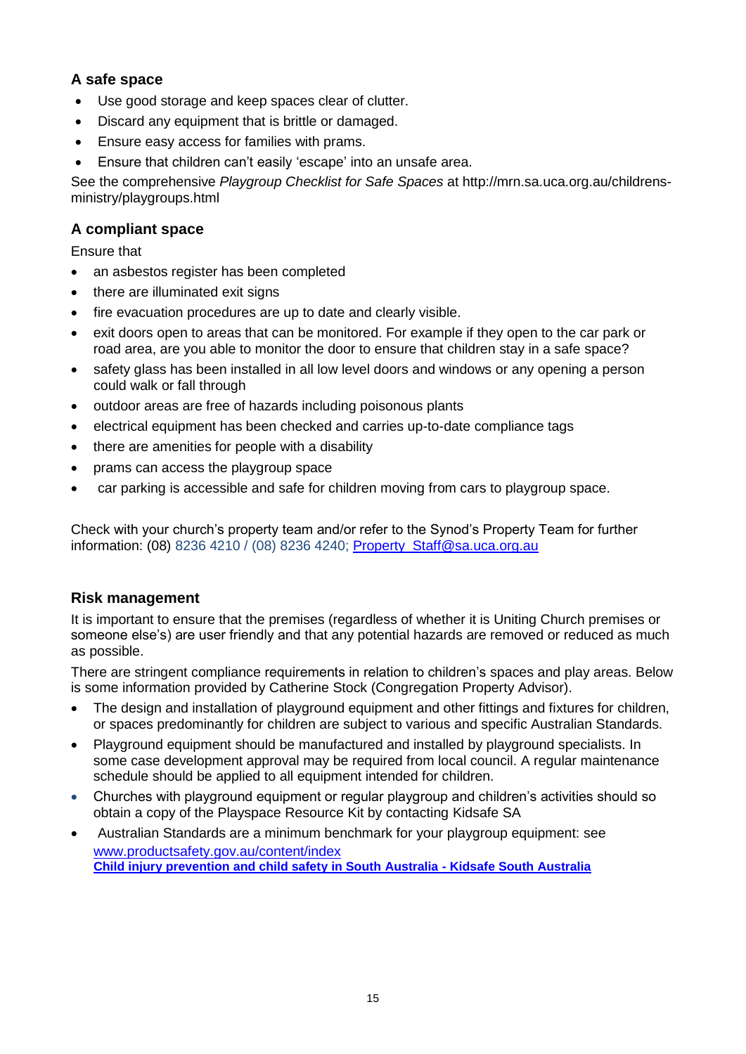### A safe space

- Use good storage and keep spaces clear of clutter.
- Discard any equipment that is brittle or damaged.
- Ensure easy access for families with prams.
- Ensure that children can't easily 'escape' into an unsafe area.

See the comprehensive *Playgroup Checklist for Safe Spaces* at http://mrn.sa.uca.org.au/childrens-ministry/playgroups.html

### A compliant space

Ensure that

- an asbestos register has been completed
- there are illuminated exit signs
- fire evacuation procedures are up to date and clearly visible.
- exit doors open to areas that can be monitored. For example if they open to the car park or road area, are you able to monitor the door to ensure that children stay in a safe space?
- safety glass has been installed in all low level doors and windows or any opening a person could walk or fall through
- outdoor areas are free of hazards including poisonous plants
- electrical equipment has been checked and carries up-to-date compliance tags
- there are amenities for people with a disability
- prams can access the playgroup space
- car parking is accessible and safe for children moving from cars to playgroup space.

Check with your church's property team and/or refer to the Synod's Property Team for further information: (08) 8236 4210 / (08) 8236 4240; [Property_Staff@sa.uca.org.au](mailto:Property_Staff@sa.uca.org.au)

### Risk management

It is important to ensure that the premises (regardless of whether it is Uniting Church premises or someone else's) are user friendly and that any potential hazards are removed or reduced as much as possible.

There are stringent compliance requirements in relation to children's spaces and play areas. Below is some information provided by Catherine Stock (Congregation Property Advisor).

- The design and installation of playground equipment and other fittings and fixtures for children, or spaces predominantly for children are subject to various and specific Australian Standards.
- Playground equipment should be manufactured and installed by playground specialists. In some case development approval may be required from local council. A regular maintenance schedule should be applied to all equipment intended for children.
- Churches with playground equipment or regular playgroup and children's activities should so obtain a copy of the Playspace Resource Kit by contacting Kidsafe SA
- Australian Standards are a minimum benchmark for your playgroup equipment: see [www.productsafety.gov.au/content/index](http://www.productsafety.gov.au/content/index)
  **[Child injury prevention and child safety in South Australia - Kidsafe South Australia]()**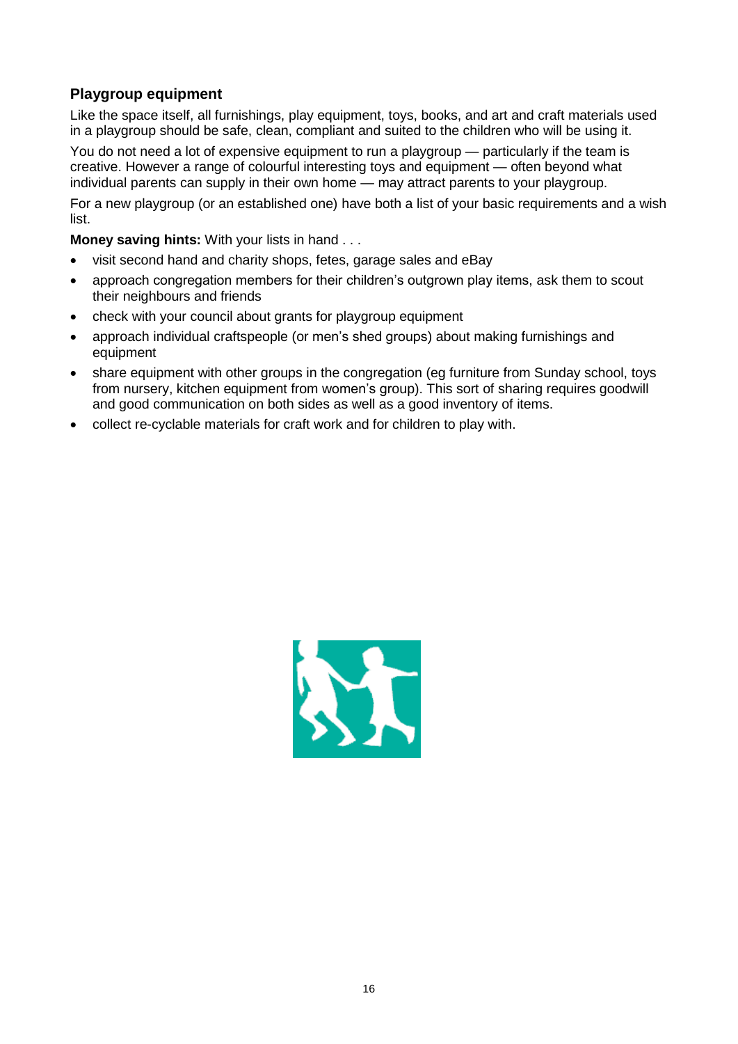### Playgroup equipment

Like the space itself, all furnishings, play equipment, toys, books, and art and craft materials used in a playgroup should be safe, clean, compliant and suited to the children who will be using it.

You do not need a lot of expensive equipment to run a playgroup — particularly if the team is creative. However a range of colourful interesting toys and equipment — often beyond what individual parents can supply in their own home — may attract parents to your playgroup.

For a new playgroup (or an established one) have both a list of your basic requirements and a wish list.

**Money saving hints:** With your lists in hand . . .

- visit second hand and charity shops, fetes, garage sales and eBay
- approach congregation members for their children's outgrown play items, ask them to scout their neighbours and friends
- check with your council about grants for playgroup equipment
- approach individual craftspeople (or men's shed groups) about making furnishings and equipment
- share equipment with other groups in the congregation (eg furniture from Sunday school, toys from nursery, kitchen equipment from women's group). This sort of sharing requires goodwill and good communication on both sides as well as a good inventory of items.
- collect re-cyclable materials for craft work and for children to play with.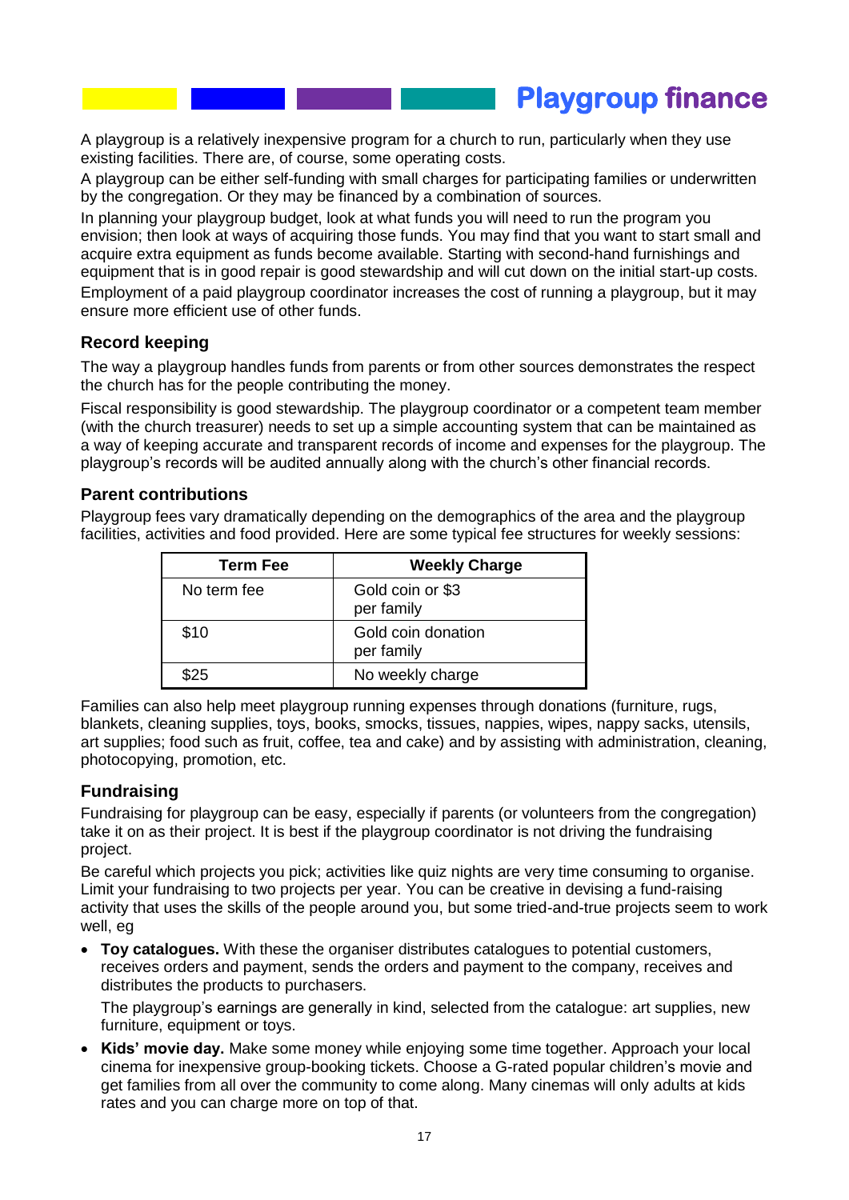# Playgroup finance

A playgroup is a relatively inexpensive program for a church to run, particularly when they use existing facilities. There are, of course, some operating costs.

A playgroup can be either self-funding with small charges for participating families or underwritten by the congregation. Or they may be financed by a combination of sources.

In planning your playgroup budget, look at what funds you will need to run the program you envision; then look at ways of acquiring those funds. You may find that you want to start small and acquire extra equipment as funds become available. Starting with second-hand furnishings and equipment that is in good repair is good stewardship and will cut down on the initial start-up costs.

Employment of a paid playgroup coordinator increases the cost of running a playgroup, but it may ensure more efficient use of other funds.

### Record keeping

The way a playgroup handles funds from parents or from other sources demonstrates the respect the church has for the people contributing the money.

Fiscal responsibility is good stewardship. The playgroup coordinator or a competent team member (with the church treasurer) needs to set up a simple accounting system that can be maintained as a way of keeping accurate and transparent records of income and expenses for the playgroup. The playgroup's records will be audited annually along with the church's other financial records.

### Parent contributions

Playgroup fees vary dramatically depending on the demographics of the area and the playgroup facilities, activities and food provided. Here are some typical fee structures for weekly sessions:

| Term Fee | Weekly Charge |
|---|---|
| No term fee | Gold coin or $3 per family |
| $10 | Gold coin donation per family |
| $25 | No weekly charge |

Families can also help meet playgroup running expenses through donations (furniture, rugs, blankets, cleaning supplies, toys, books, smocks, tissues, nappies, wipes, nappy sacks, utensils, art supplies; food such as fruit, coffee, tea and cake) and by assisting with administration, cleaning, photocopying, promotion, etc.

### Fundraising

Fundraising for playgroup can be easy, especially if parents (or volunteers from the congregation) take it on as their project. It is best if the playgroup coordinator is not driving the fundraising project.

Be careful which projects you pick; activities like quiz nights are very time consuming to organise. Limit your fundraising to two projects per year. You can be creative in devising a fund-raising activity that uses the skills of the people around you, but some tried-and-true projects seem to work well, eg

- **Toy catalogues.** With these the organiser distributes catalogues to potential customers, receives orders and payment, sends the orders and payment to the company, receives and distributes the products to purchasers.

  The playgroup's earnings are generally in kind, selected from the catalogue: art supplies, new furniture, equipment or toys.

- **Kids' movie day.** Make some money while enjoying some time together. Approach your local cinema for inexpensive group-booking tickets. Choose a G-rated popular children's movie and get families from all over the community to come along. Many cinemas will only adults at kids rates and you can charge more on top of that.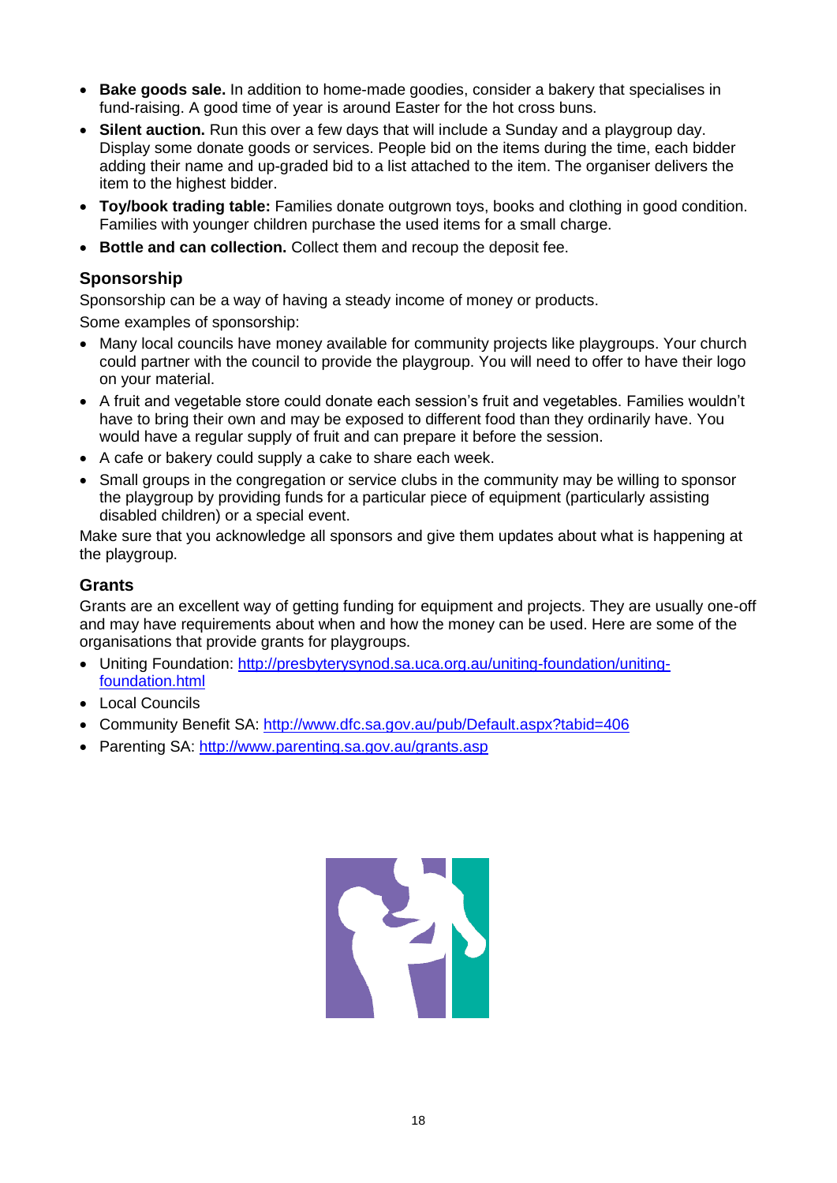- **Bake goods sale.** In addition to home-made goodies, consider a bakery that specialises in fund-raising. A good time of year is around Easter for the hot cross buns.
- **Silent auction.** Run this over a few days that will include a Sunday and a playgroup day. Display some donate goods or services. People bid on the items during the time, each bidder adding their name and up-graded bid to a list attached to the item. The organiser delivers the item to the highest bidder.
- **Toy/book trading table:** Families donate outgrown toys, books and clothing in good condition. Families with younger children purchase the used items for a small charge.
- **Bottle and can collection.** Collect them and recoup the deposit fee.

## Sponsorship

Sponsorship can be a way of having a steady income of money or products.

Some examples of sponsorship:

- Many local councils have money available for community projects like playgroups. Your church could partner with the council to provide the playgroup. You will need to offer to have their logo on your material.
- A fruit and vegetable store could donate each session's fruit and vegetables. Families wouldn't have to bring their own and may be exposed to different food than they ordinarily have. You would have a regular supply of fruit and can prepare it before the session.
- A cafe or bakery could supply a cake to share each week.
- Small groups in the congregation or service clubs in the community may be willing to sponsor the playgroup by providing funds for a particular piece of equipment (particularly assisting disabled children) or a special event.

Make sure that you acknowledge all sponsors and give them updates about what is happening at the playgroup.

## Grants

Grants are an excellent way of getting funding for equipment and projects. They are usually one-off and may have requirements about when and how the money can be used. Here are some of the organisations that provide grants for playgroups.

- Uniting Foundation: http://presbyterysynod.sa.uca.org.au/uniting-foundation/uniting-foundation.html
- Local Councils
- Community Benefit SA: http://www.dfc.sa.gov.au/pub/Default.aspx?tabid=406
- Parenting SA: http://www.parenting.sa.gov.au/grants.asp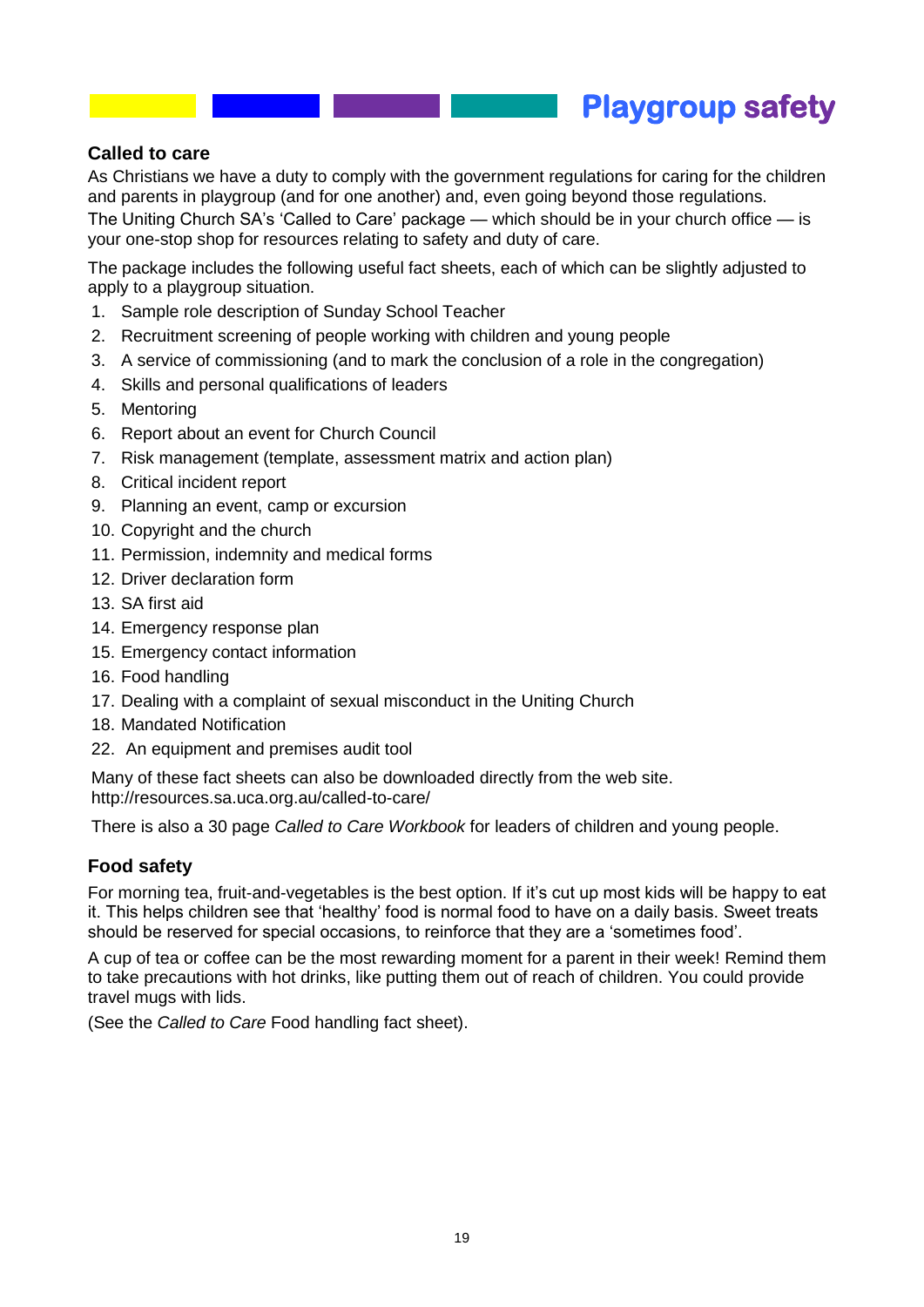# Playgroup safety

## Called to care

As Christians we have a duty to comply with the government regulations for caring for the children and parents in playgroup (and for one another) and, even going beyond those regulations. The Uniting Church SA's 'Called to Care' package — which should be in your church office — is your one-stop shop for resources relating to safety and duty of care.

The package includes the following useful fact sheets, each of which can be slightly adjusted to apply to a playgroup situation.

1. Sample role description of Sunday School Teacher
2. Recruitment screening of people working with children and young people
3. A service of commissioning (and to mark the conclusion of a role in the congregation)
4. Skills and personal qualifications of leaders
5. Mentoring
6. Report about an event for Church Council
7. Risk management (template, assessment matrix and action plan)
8. Critical incident report
9. Planning an event, camp or excursion
10. Copyright and the church
11. Permission, indemnity and medical forms
12. Driver declaration form
13. SA first aid
14. Emergency response plan
15. Emergency contact information
16. Food handling
17. Dealing with a complaint of sexual misconduct in the Uniting Church
18. Mandated Notification
22. An equipment and premises audit tool

Many of these fact sheets can also be downloaded directly from the web site. http://resources.sa.uca.org.au/called-to-care/

There is also a 30 page *Called to Care Workbook* for leaders of children and young people.

## Food safety

For morning tea, fruit-and-vegetables is the best option. If it's cut up most kids will be happy to eat it. This helps children see that 'healthy' food is normal food to have on a daily basis. Sweet treats should be reserved for special occasions, to reinforce that they are a 'sometimes food'.

A cup of tea or coffee can be the most rewarding moment for a parent in their week! Remind them to take precautions with hot drinks, like putting them out of reach of children. You could provide travel mugs with lids.

(See the *Called to Care* Food handling fact sheet).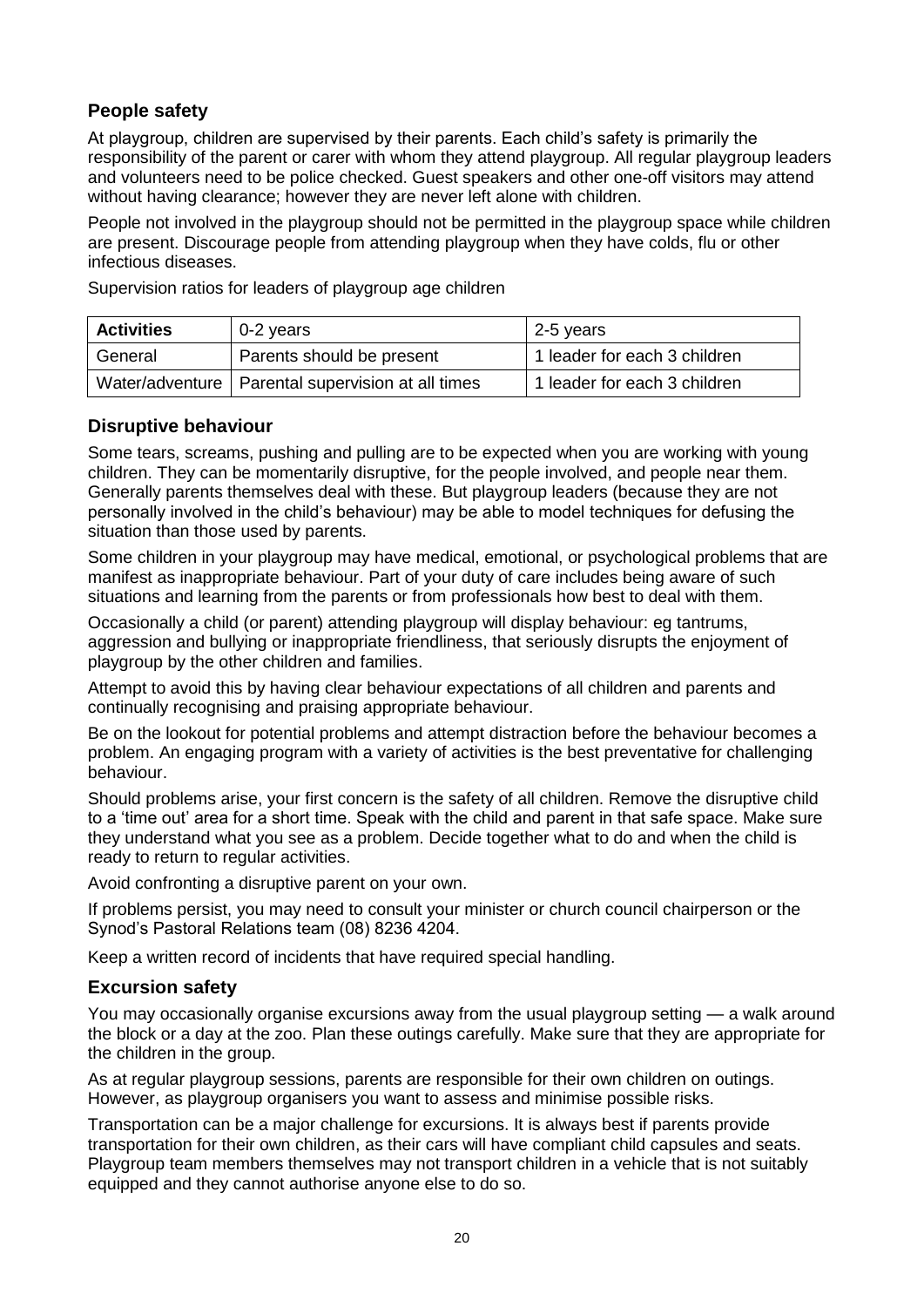## People safety

At playgroup, children are supervised by their parents. Each child's safety is primarily the responsibility of the parent or carer with whom they attend playgroup. All regular playgroup leaders and volunteers need to be police checked. Guest speakers and other one-off visitors may attend without having clearance; however they are never left alone with children.

People not involved in the playgroup should not be permitted in the playgroup space while children are present. Discourage people from attending playgroup when they have colds, flu or other infectious diseases.

Supervision ratios for leaders of playgroup age children

| Activities | 0-2 years | 2-5 years |
|---|---|---|
| General | Parents should be present | 1 leader for each 3 children |
| Water/adventure | Parental supervision at all times | 1 leader for each 3 children |

## Disruptive behaviour

Some tears, screams, pushing and pulling are to be expected when you are working with young children. They can be momentarily disruptive, for the people involved, and people near them. Generally parents themselves deal with these. But playgroup leaders (because they are not personally involved in the child's behaviour) may be able to model techniques for defusing the situation than those used by parents.

Some children in your playgroup may have medical, emotional, or psychological problems that are manifest as inappropriate behaviour. Part of your duty of care includes being aware of such situations and learning from the parents or from professionals how best to deal with them.

Occasionally a child (or parent) attending playgroup will display behaviour: eg tantrums, aggression and bullying or inappropriate friendliness, that seriously disrupts the enjoyment of playgroup by the other children and families.

Attempt to avoid this by having clear behaviour expectations of all children and parents and continually recognising and praising appropriate behaviour.

Be on the lookout for potential problems and attempt distraction before the behaviour becomes a problem. An engaging program with a variety of activities is the best preventative for challenging behaviour.

Should problems arise, your first concern is the safety of all children. Remove the disruptive child to a 'time out' area for a short time. Speak with the child and parent in that safe space. Make sure they understand what you see as a problem. Decide together what to do and when the child is ready to return to regular activities.

Avoid confronting a disruptive parent on your own.

If problems persist, you may need to consult your minister or church council chairperson or the Synod's Pastoral Relations team (08) 8236 4204.

Keep a written record of incidents that have required special handling.

## Excursion safety

You may occasionally organise excursions away from the usual playgroup setting — a walk around the block or a day at the zoo. Plan these outings carefully. Make sure that they are appropriate for the children in the group.

As at regular playgroup sessions, parents are responsible for their own children on outings. However, as playgroup organisers you want to assess and minimise possible risks.

Transportation can be a major challenge for excursions. It is always best if parents provide transportation for their own children, as their cars will have compliant child capsules and seats. Playgroup team members themselves may not transport children in a vehicle that is not suitably equipped and they cannot authorise anyone else to do so.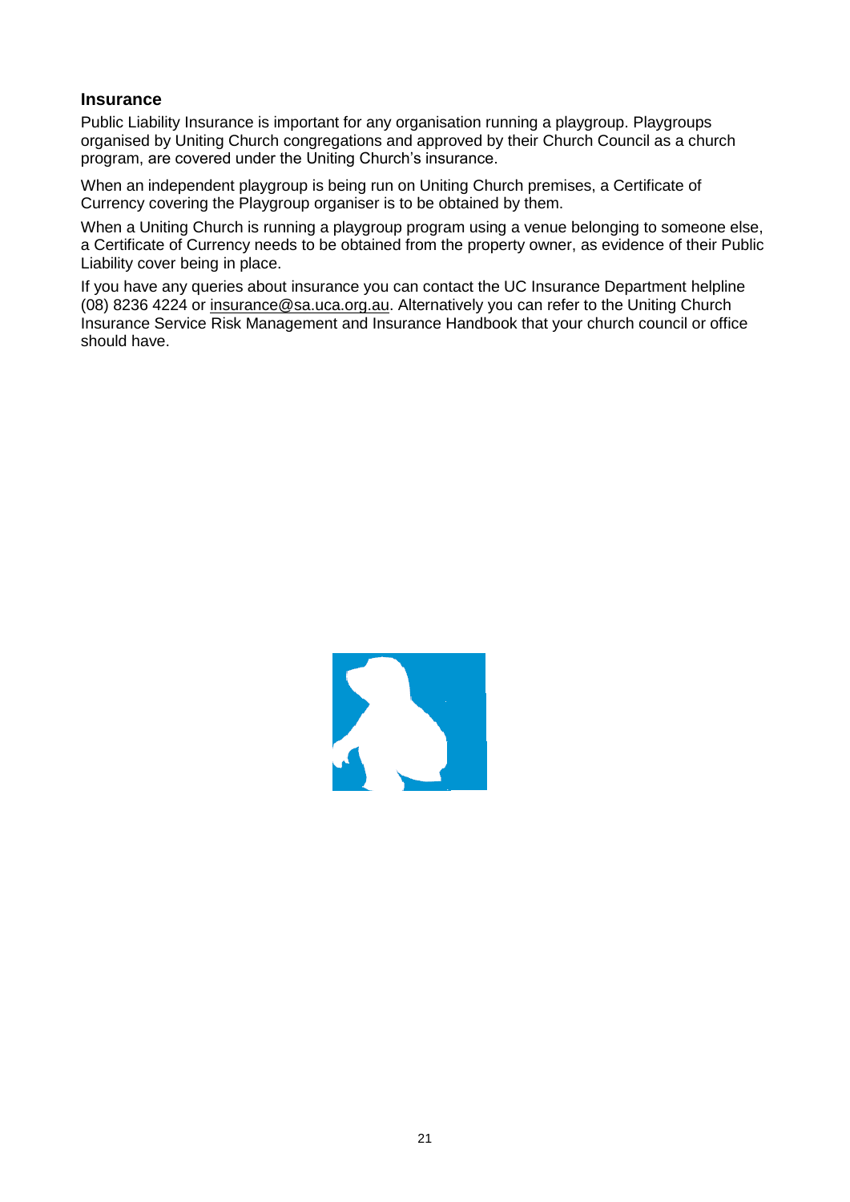## Insurance

Public Liability Insurance is important for any organisation running a playgroup. Playgroups organised by Uniting Church congregations and approved by their Church Council as a church program, are covered under the Uniting Church's insurance.

When an independent playgroup is being run on Uniting Church premises, a Certificate of Currency covering the Playgroup organiser is to be obtained by them.

When a Uniting Church is running a playgroup program using a venue belonging to someone else, a Certificate of Currency needs to be obtained from the property owner, as evidence of their Public Liability cover being in place.

If you have any queries about insurance you can contact the UC Insurance Department helpline (08) 8236 4224 or insurance@sa.uca.org.au. Alternatively you can refer to the Uniting Church Insurance Service Risk Management and Insurance Handbook that your church council or office should have.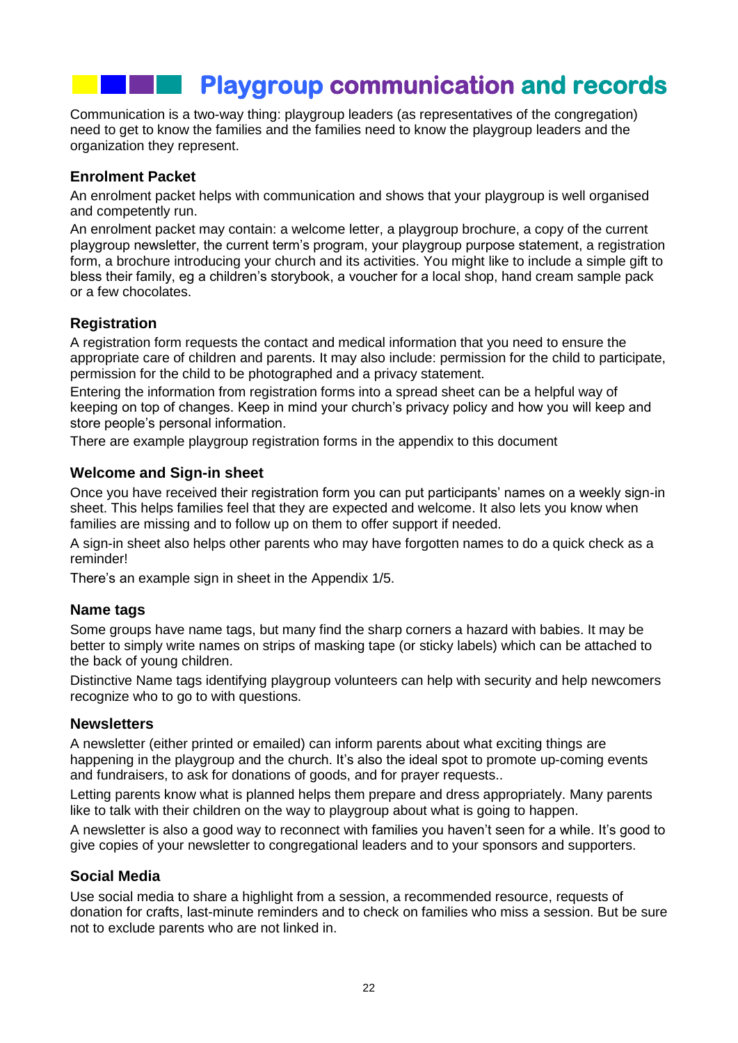# Playgroup communication and records

Communication is a two-way thing: playgroup leaders (as representatives of the congregation) need to get to know the families and the families need to know the playgroup leaders and the organization they represent.

### Enrolment Packet

An enrolment packet helps with communication and shows that your playgroup is well organised and competently run.

An enrolment packet may contain: a welcome letter, a playgroup brochure, a copy of the current playgroup newsletter, the current term's program, your playgroup purpose statement, a registration form, a brochure introducing your church and its activities. You might like to include a simple gift to bless their family, eg a children's storybook, a voucher for a local shop, hand cream sample pack or a few chocolates.

### Registration

A registration form requests the contact and medical information that you need to ensure the appropriate care of children and parents. It may also include: permission for the child to participate, permission for the child to be photographed and a privacy statement.

Entering the information from registration forms into a spread sheet can be a helpful way of keeping on top of changes. Keep in mind your church's privacy policy and how you will keep and store people's personal information.

There are example playgroup registration forms in the appendix to this document

### Welcome and Sign-in sheet

Once you have received their registration form you can put participants' names on a weekly sign-in sheet. This helps families feel that they are expected and welcome. It also lets you know when families are missing and to follow up on them to offer support if needed.

A sign-in sheet also helps other parents who may have forgotten names to do a quick check as a reminder!

There's an example sign in sheet in the Appendix 1/5.

### Name tags

Some groups have name tags, but many find the sharp corners a hazard with babies. It may be better to simply write names on strips of masking tape (or sticky labels) which can be attached to the back of young children.

Distinctive Name tags identifying playgroup volunteers can help with security and help newcomers recognize who to go to with questions.

### Newsletters

A newsletter (either printed or emailed) can inform parents about what exciting things are happening in the playgroup and the church. It's also the ideal spot to promote up-coming events and fundraisers, to ask for donations of goods, and for prayer requests..

Letting parents know what is planned helps them prepare and dress appropriately. Many parents like to talk with their children on the way to playgroup about what is going to happen.

A newsletter is also a good way to reconnect with families you haven't seen for a while. It's good to give copies of your newsletter to congregational leaders and to your sponsors and supporters.

### Social Media

Use social media to share a highlight from a session, a recommended resource, requests of donation for crafts, last-minute reminders and to check on families who miss a session. But be sure not to exclude parents who are not linked in.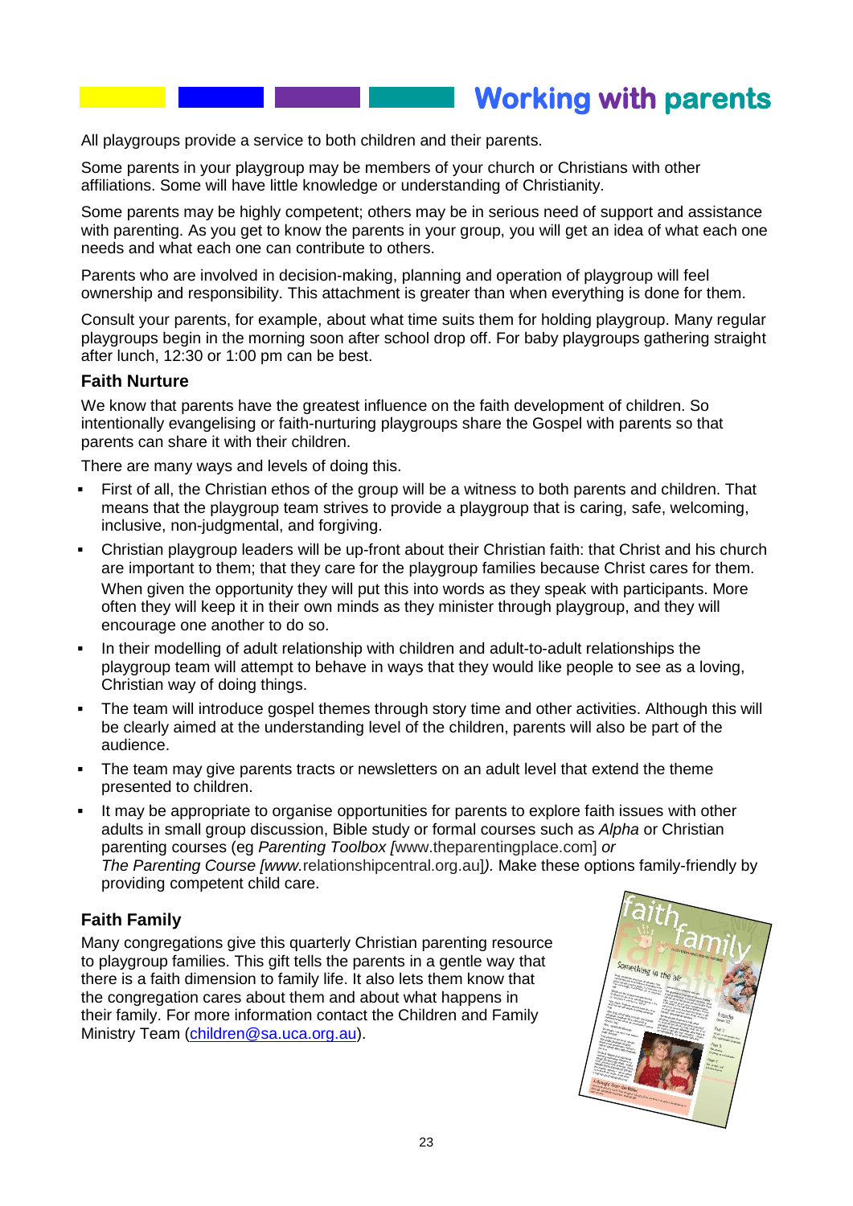# Working with parents

All playgroups provide a service to both children and their parents.

Some parents in your playgroup may be members of your church or Christians with other affiliations. Some will have little knowledge or understanding of Christianity.

Some parents may be highly competent; others may be in serious need of support and assistance with parenting. As you get to know the parents in your group, you will get an idea of what each one needs and what each one can contribute to others.

Parents who are involved in decision-making, planning and operation of playgroup will feel ownership and responsibility. This attachment is greater than when everything is done for them.

Consult your parents, for example, about what time suits them for holding playgroup. Many regular playgroups begin in the morning soon after school drop off. For baby playgroups gathering straight after lunch, 12:30 or 1:00 pm can be best.

### Faith Nurture

We know that parents have the greatest influence on the faith development of children. So intentionally evangelising or faith-nurturing playgroups share the Gospel with parents so that parents can share it with their children.

There are many ways and levels of doing this.

- First of all, the Christian ethos of the group will be a witness to both parents and children. That means that the playgroup team strives to provide a playgroup that is caring, safe, welcoming, inclusive, non-judgmental, and forgiving.
- Christian playgroup leaders will be up-front about their Christian faith: that Christ and his church are important to them; that they care for the playgroup families because Christ cares for them. When given the opportunity they will put this into words as they speak with participants. More often they will keep it in their own minds as they minister through playgroup, and they will encourage one another to do so.
- In their modelling of adult relationship with children and adult-to-adult relationships the playgroup team will attempt to behave in ways that they would like people to see as a loving, Christian way of doing things.
- The team will introduce gospel themes through story time and other activities. Although this will be clearly aimed at the understanding level of the children, parents will also be part of the audience.
- The team may give parents tracts or newsletters on an adult level that extend the theme presented to children.
- It may be appropriate to organise opportunities for parents to explore faith issues with other adults in small group discussion, Bible study or formal courses such as *Alpha* or Christian parenting courses (eg *Parenting Toolbox [*www.theparentingplace.com] *or The Parenting Course [www.*relationshipcentral.org.au]*)*. Make these options family-friendly by providing competent child care.

### Faith Family

Many congregations give this quarterly Christian parenting resource to playgroup families. This gift tells the parents in a gentle way that there is a faith dimension to family life. It also lets them know that the congregation cares about them and about what happens in their family. For more information contact the Children and Family Ministry Team (children@sa.uca.org.au).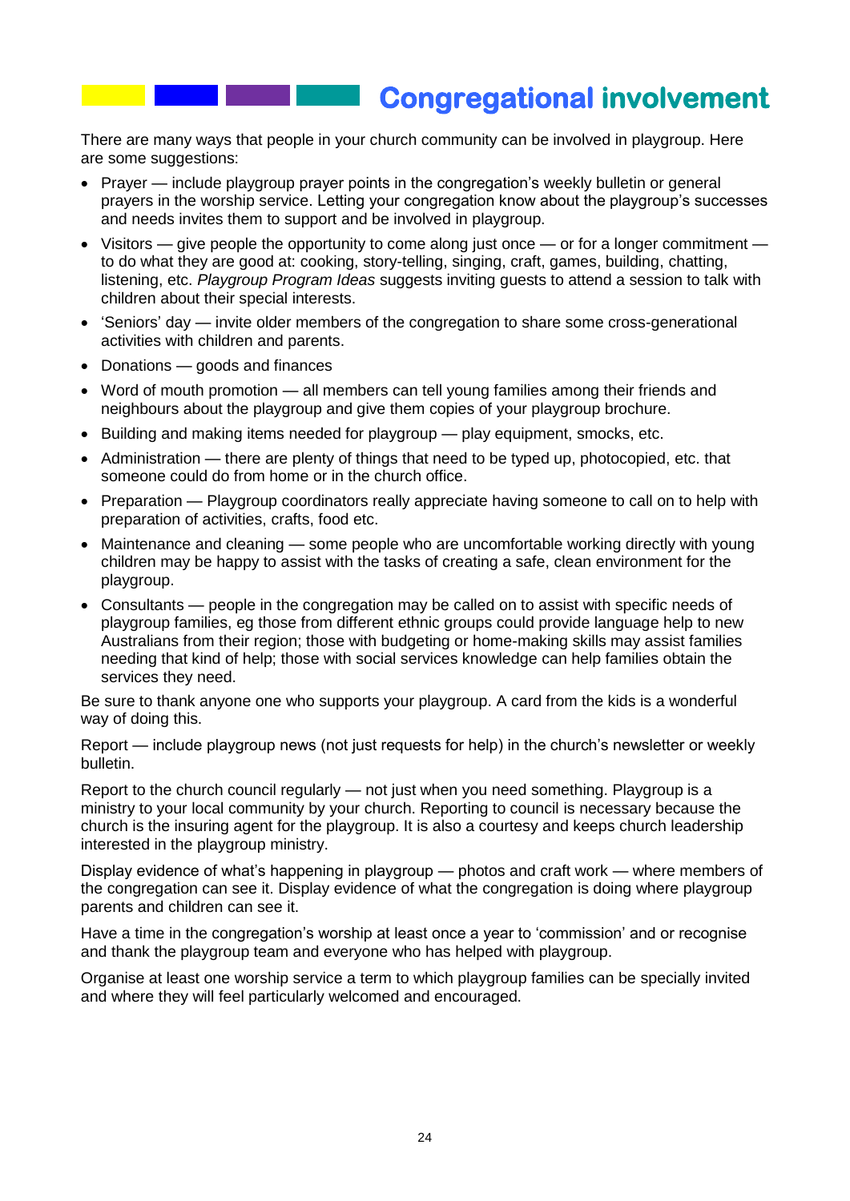# Congregational involvement

There are many ways that people in your church community can be involved in playgroup. Here are some suggestions:

- Prayer — include playgroup prayer points in the congregation's weekly bulletin or general prayers in the worship service. Letting your congregation know about the playgroup's successes and needs invites them to support and be involved in playgroup.
- Visitors — give people the opportunity to come along just once — or for a longer commitment — to do what they are good at: cooking, story-telling, singing, craft, games, building, chatting, listening, etc. *Playgroup Program Ideas* suggests inviting guests to attend a session to talk with children about their special interests.
- 'Seniors' day — invite older members of the congregation to share some cross-generational activities with children and parents.
- Donations — goods and finances
- Word of mouth promotion — all members can tell young families among their friends and neighbours about the playgroup and give them copies of your playgroup brochure.
- Building and making items needed for playgroup — play equipment, smocks, etc.
- Administration — there are plenty of things that need to be typed up, photocopied, etc. that someone could do from home or in the church office.
- Preparation — Playgroup coordinators really appreciate having someone to call on to help with preparation of activities, crafts, food etc.
- Maintenance and cleaning — some people who are uncomfortable working directly with young children may be happy to assist with the tasks of creating a safe, clean environment for the playgroup.
- Consultants — people in the congregation may be called on to assist with specific needs of playgroup families, eg those from different ethnic groups could provide language help to new Australians from their region; those with budgeting or home-making skills may assist families needing that kind of help; those with social services knowledge can help families obtain the services they need.

Be sure to thank anyone one who supports your playgroup. A card from the kids is a wonderful way of doing this.

Report — include playgroup news (not just requests for help) in the church's newsletter or weekly bulletin.

Report to the church council regularly — not just when you need something. Playgroup is a ministry to your local community by your church. Reporting to council is necessary because the church is the insuring agent for the playgroup. It is also a courtesy and keeps church leadership interested in the playgroup ministry.

Display evidence of what's happening in playgroup — photos and craft work — where members of the congregation can see it. Display evidence of what the congregation is doing where playgroup parents and children can see it.

Have a time in the congregation's worship at least once a year to 'commission' and or recognise and thank the playgroup team and everyone who has helped with playgroup.

Organise at least one worship service a term to which playgroup families can be specially invited and where they will feel particularly welcomed and encouraged.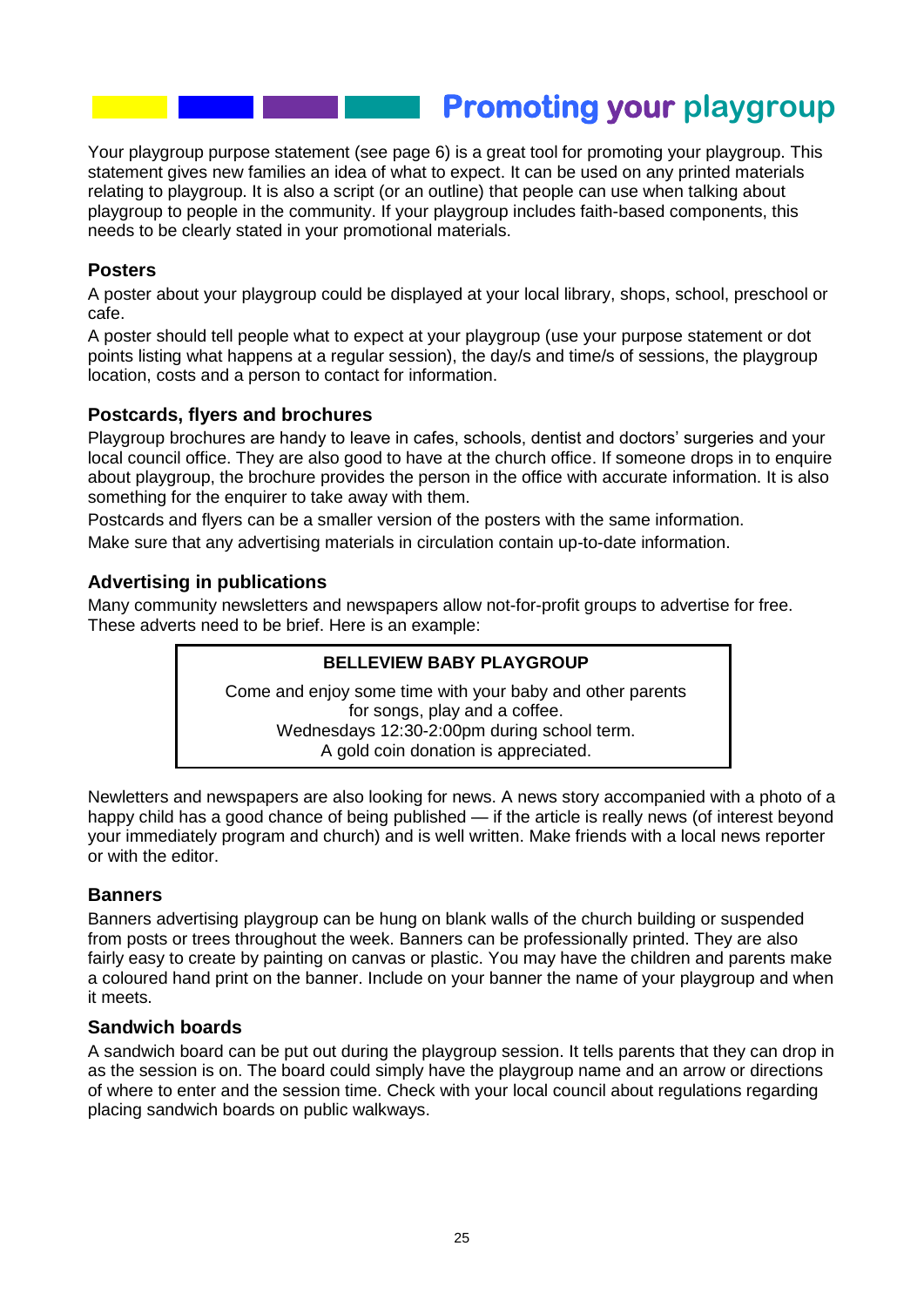# Promoting your playgroup

Your playgroup purpose statement (see page 6) is a great tool for promoting your playgroup. This statement gives new families an idea of what to expect. It can be used on any printed materials relating to playgroup. It is also a script (or an outline) that people can use when talking about playgroup to people in the community. If your playgroup includes faith-based components, this needs to be clearly stated in your promotional materials.

### Posters

A poster about your playgroup could be displayed at your local library, shops, school, preschool or cafe.

A poster should tell people what to expect at your playgroup (use your purpose statement or dot points listing what happens at a regular session), the day/s and time/s of sessions, the playgroup location, costs and a person to contact for information.

### Postcards, flyers and brochures

Playgroup brochures are handy to leave in cafes, schools, dentist and doctors' surgeries and your local council office. They are also good to have at the church office. If someone drops in to enquire about playgroup, the brochure provides the person in the office with accurate information. It is also something for the enquirer to take away with them.

Postcards and flyers can be a smaller version of the posters with the same information.

Make sure that any advertising materials in circulation contain up-to-date information.

### Advertising in publications

Many community newsletters and newspapers allow not-for-profit groups to advertise for free. These adverts need to be brief. Here is an example:

> **BELLEVIEW BABY PLAYGROUP**
>
> Come and enjoy some time with your baby and other parents for songs, play and a coffee.
> Wednesdays 12:30-2:00pm during school term.
> A gold coin donation is appreciated.

Newletters and newspapers are also looking for news. A news story accompanied with a photo of a happy child has a good chance of being published — if the article is really news (of interest beyond your immediately program and church) and is well written. Make friends with a local news reporter or with the editor.

### Banners

Banners advertising playgroup can be hung on blank walls of the church building or suspended from posts or trees throughout the week. Banners can be professionally printed. They are also fairly easy to create by painting on canvas or plastic. You may have the children and parents make a coloured hand print on the banner. Include on your banner the name of your playgroup and when it meets.

### Sandwich boards

A sandwich board can be put out during the playgroup session. It tells parents that they can drop in as the session is on. The board could simply have the playgroup name and an arrow or directions of where to enter and the session time. Check with your local council about regulations regarding placing sandwich boards on public walkways.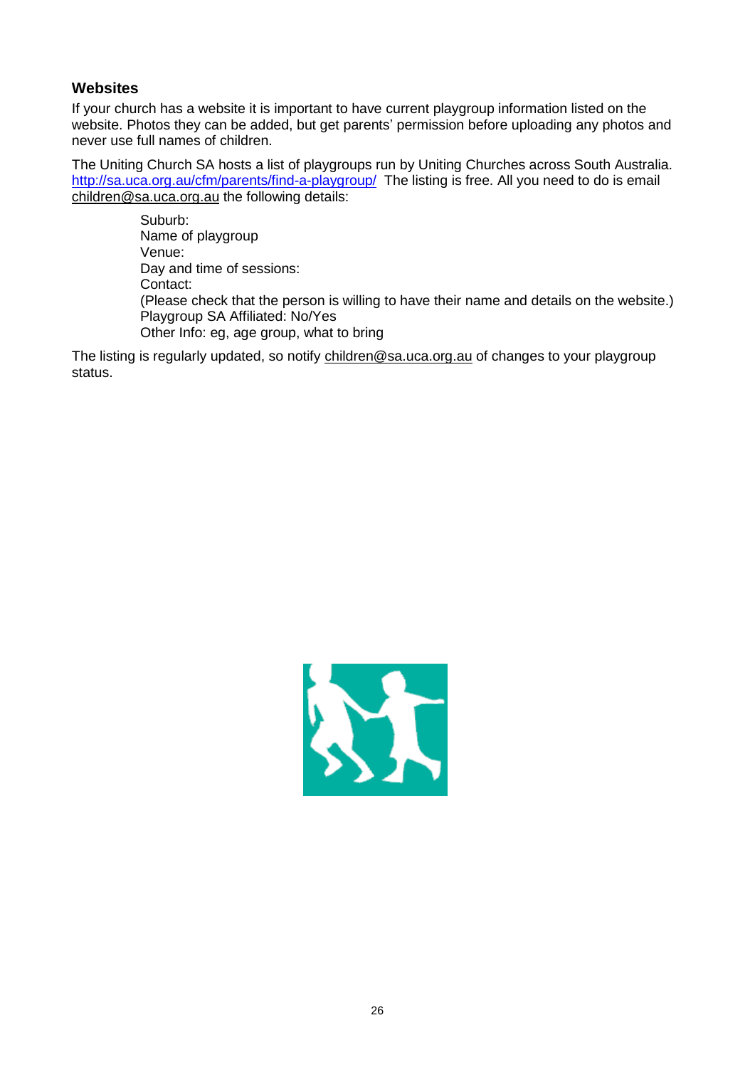### Websites

If your church has a website it is important to have current playgroup information listed on the website. Photos they can be added, but get parents' permission before uploading any photos and never use full names of children.

The Uniting Church SA hosts a list of playgroups run by Uniting Churches across South Australia. http://sa.uca.org.au/cfm/parents/find-a-playgroup/ The listing is free. All you need to do is email children@sa.uca.org.au the following details:

> Suburb:
> Name of playgroup
> Venue:
> Day and time of sessions:
> Contact:
> (Please check that the person is willing to have their name and details on the website.)
> Playgroup SA Affiliated: No/Yes
> Other Info: eg, age group, what to bring

The listing is regularly updated, so notify children@sa.uca.org.au of changes to your playgroup status.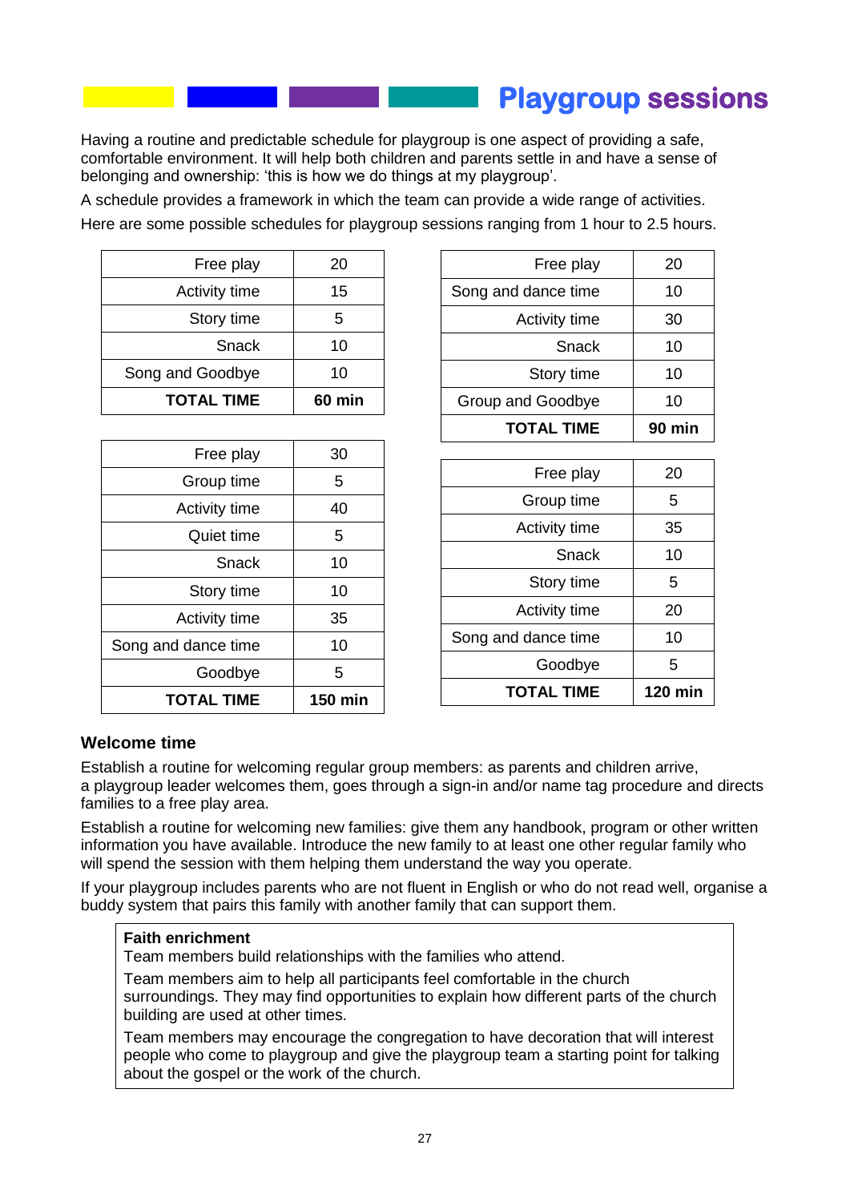# Playgroup sessions

Having a routine and predictable schedule for playgroup is one aspect of providing a safe, comfortable environment. It will help both children and parents settle in and have a sense of belonging and ownership: 'this is how we do things at my playgroup'.

A schedule provides a framework in which the team can provide a wide range of activities.

Here are some possible schedules for playgroup sessions ranging from 1 hour to 2.5 hours.

| Activity | Minutes |
|---|---|
| Free play | 20 |
| Activity time | 15 |
| Story time | 5 |
| Snack | 10 |
| Song and Goodbye | 10 |
| **TOTAL TIME** | **60 min** |

| Activity | Minutes |
|---|---|
| Free play | 20 |
| Song and dance time | 10 |
| Activity time | 30 |
| Snack | 10 |
| Story time | 10 |
| Group and Goodbye | 10 |
| **TOTAL TIME** | **90 min** |

| Activity | Minutes |
|---|---|
| Free play | 20 |
| Group time | 5 |
| Activity time | 35 |
| Snack | 10 |
| Story time | 5 |
| Activity time | 20 |
| Song and dance time | 10 |
| Goodbye | 5 |
| **TOTAL TIME** | **120 min** |

| Activity | Minutes |
|---|---|
| Free play | 30 |
| Group time | 5 |
| Activity time | 40 |
| Quiet time | 5 |
| Snack | 10 |
| Story time | 10 |
| Activity time | 35 |
| Song and dance time | 10 |
| Goodbye | 5 |
| **TOTAL TIME** | **150 min** |

## Welcome time

Establish a routine for welcoming regular group members: as parents and children arrive, a playgroup leader welcomes them, goes through a sign-in and/or name tag procedure and directs families to a free play area.

Establish a routine for welcoming new families: give them any handbook, program or other written information you have available. Introduce the new family to at least one other regular family who will spend the session with them helping them understand the way you operate.

If your playgroup includes parents who are not fluent in English or who do not read well, organise a buddy system that pairs this family with another family that can support them.

**Faith enrichment**

Team members build relationships with the families who attend.

Team members aim to help all participants feel comfortable in the church surroundings. They may find opportunities to explain how different parts of the church building are used at other times.

Team members may encourage the congregation to have decoration that will interest people who come to playgroup and give the playgroup team a starting point for talking about the gospel or the work of the church.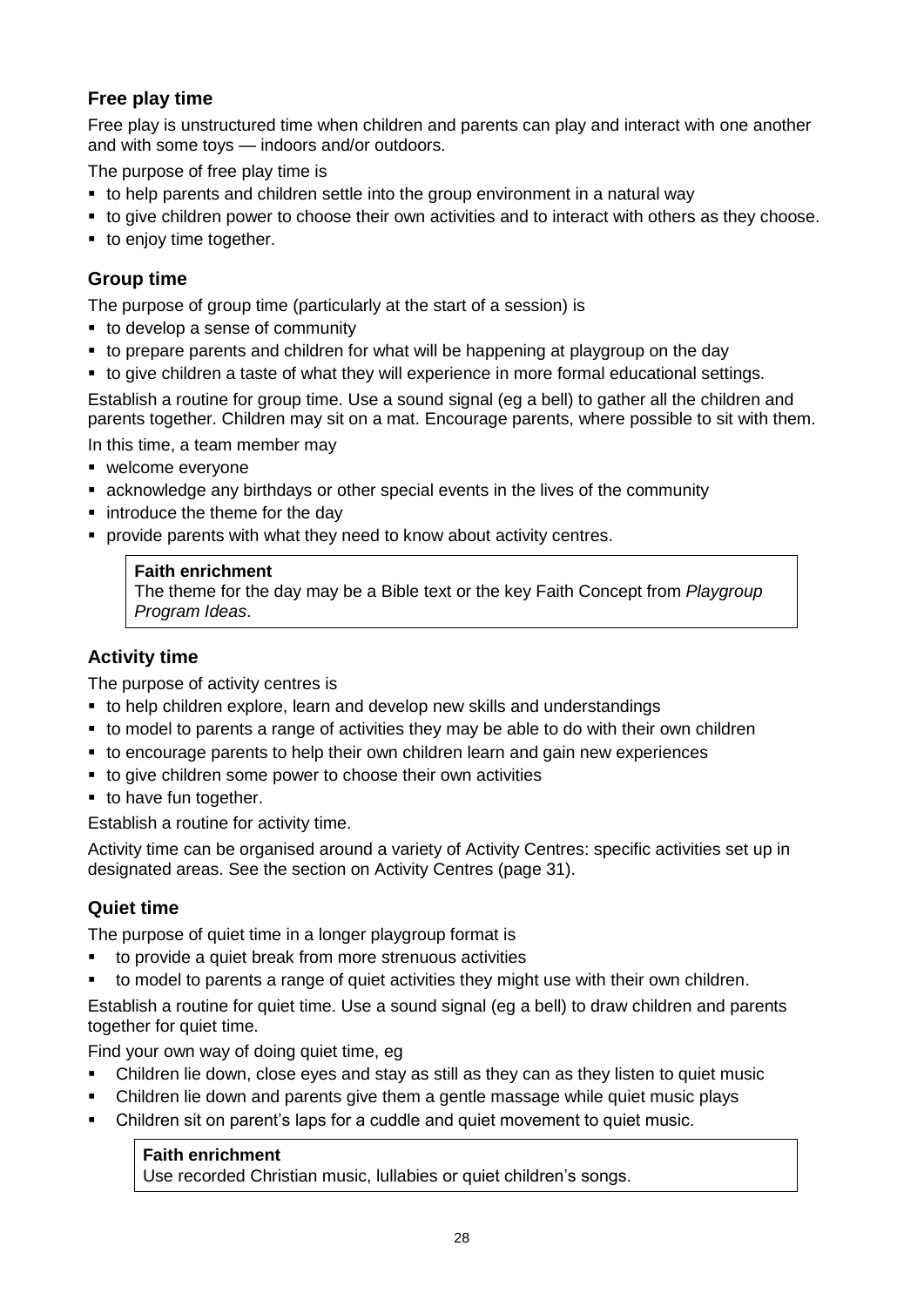### Free play time

Free play is unstructured time when children and parents can play and interact with one another and with some toys — indoors and/or outdoors.

The purpose of free play time is

- to help parents and children settle into the group environment in a natural way
- to give children power to choose their own activities and to interact with others as they choose.
- to enjoy time together.

### Group time

The purpose of group time (particularly at the start of a session) is

- to develop a sense of community
- to prepare parents and children for what will be happening at playgroup on the day
- to give children a taste of what they will experience in more formal educational settings.

Establish a routine for group time. Use a sound signal (eg a bell) to gather all the children and parents together. Children may sit on a mat. Encourage parents, where possible to sit with them.

In this time, a team member may

- welcome everyone
- acknowledge any birthdays or other special events in the lives of the community
- introduce the theme for the day
- provide parents with what they need to know about activity centres.

> **Faith enrichment**
> The theme for the day may be a Bible text or the key Faith Concept from *Playgroup Program Ideas*.

### Activity time

The purpose of activity centres is

- to help children explore, learn and develop new skills and understandings
- to model to parents a range of activities they may be able to do with their own children
- to encourage parents to help their own children learn and gain new experiences
- to give children some power to choose their own activities
- to have fun together.

Establish a routine for activity time.

Activity time can be organised around a variety of Activity Centres: specific activities set up in designated areas. See the section on Activity Centres (page 31).

### Quiet time

The purpose of quiet time in a longer playgroup format is

- to provide a quiet break from more strenuous activities
- to model to parents a range of quiet activities they might use with their own children.

Establish a routine for quiet time. Use a sound signal (eg a bell) to draw children and parents together for quiet time.

Find your own way of doing quiet time, eg

- Children lie down, close eyes and stay as still as they can as they listen to quiet music
- Children lie down and parents give them a gentle massage while quiet music plays
- Children sit on parent's laps for a cuddle and quiet movement to quiet music.

> **Faith enrichment**
> Use recorded Christian music, lullabies or quiet children's songs.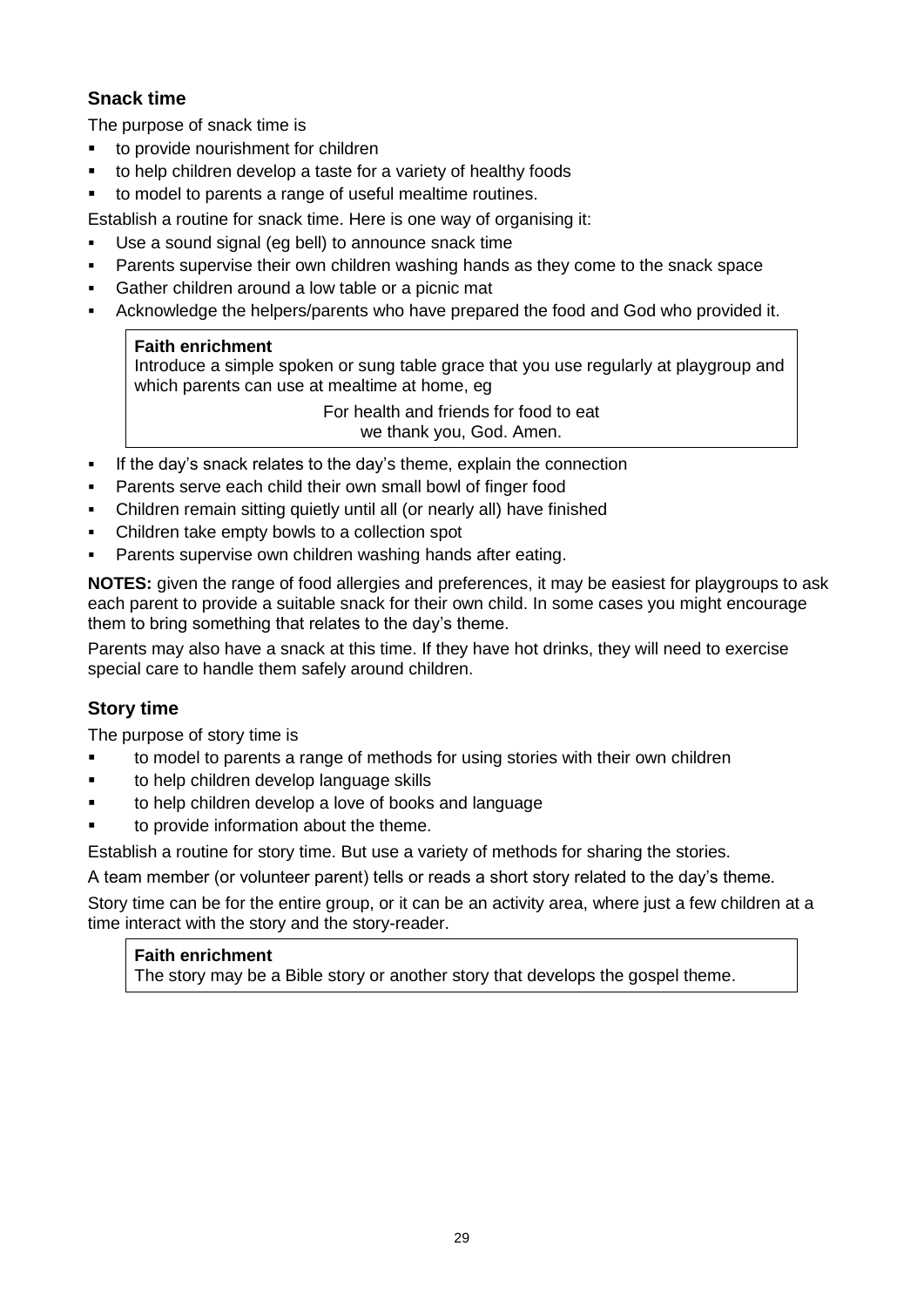## Snack time

The purpose of snack time is

- to provide nourishment for children
- to help children develop a taste for a variety of healthy foods
- to model to parents a range of useful mealtime routines.

Establish a routine for snack time. Here is one way of organising it:

- Use a sound signal (eg bell) to announce snack time
- Parents supervise their own children washing hands as they come to the snack space
- Gather children around a low table or a picnic mat
- Acknowledge the helpers/parents who have prepared the food and God who provided it.

> **Faith enrichment**
> Introduce a simple spoken or sung table grace that you use regularly at playgroup and which parents can use at mealtime at home, eg
>
> For health and friends for food to eat
> we thank you, God. Amen.

- If the day's snack relates to the day's theme, explain the connection
- Parents serve each child their own small bowl of finger food
- Children remain sitting quietly until all (or nearly all) have finished
- Children take empty bowls to a collection spot
- Parents supervise own children washing hands after eating.

**NOTES:** given the range of food allergies and preferences, it may be easiest for playgroups to ask each parent to provide a suitable snack for their own child. In some cases you might encourage them to bring something that relates to the day's theme.

Parents may also have a snack at this time. If they have hot drinks, they will need to exercise special care to handle them safely around children.

## Story time

The purpose of story time is

- to model to parents a range of methods for using stories with their own children
- to help children develop language skills
- to help children develop a love of books and language
- to provide information about the theme.

Establish a routine for story time. But use a variety of methods for sharing the stories.

A team member (or volunteer parent) tells or reads a short story related to the day's theme.

Story time can be for the entire group, or it can be an activity area, where just a few children at a time interact with the story and the story-reader.

> **Faith enrichment**
> The story may be a Bible story or another story that develops the gospel theme.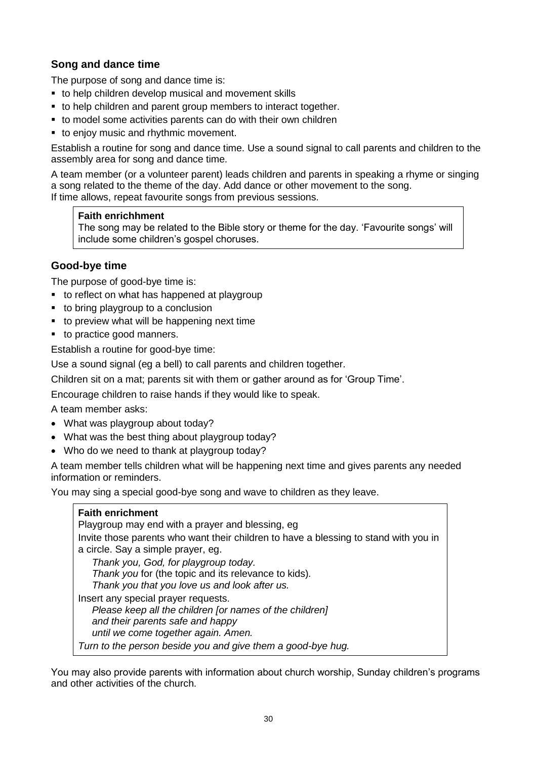### Song and dance time

The purpose of song and dance time is:

- to help children develop musical and movement skills
- to help children and parent group members to interact together.
- to model some activities parents can do with their own children
- to enjoy music and rhythmic movement.

Establish a routine for song and dance time. Use a sound signal to call parents and children to the assembly area for song and dance time.

A team member (or a volunteer parent) leads children and parents in speaking a rhyme or singing a song related to the theme of the day. Add dance or other movement to the song.
If time allows, repeat favourite songs from previous sessions.

> **Faith enrichhment**
> The song may be related to the Bible story or theme for the day. 'Favourite songs' will include some children's gospel choruses.

### Good-bye time

The purpose of good-bye time is:

- to reflect on what has happened at playgroup
- to bring playgroup to a conclusion
- to preview what will be happening next time
- to practice good manners.

Establish a routine for good-bye time:

Use a sound signal (eg a bell) to call parents and children together.

Children sit on a mat; parents sit with them or gather around as for 'Group Time'.

Encourage children to raise hands if they would like to speak.

A team member asks:

- What was playgroup about today?
- What was the best thing about playgroup today?
- Who do we need to thank at playgroup today?

A team member tells children what will be happening next time and gives parents any needed information or reminders.

You may sing a special good-bye song and wave to children as they leave.

> **Faith enrichment**
> Playgroup may end with a prayer and blessing, eg
> Invite those parents who want their children to have a blessing to stand with you in a circle. Say a simple prayer, eg.
>
> *Thank you, God, for playgroup today.*
> *Thank you* for (the topic and its relevance to kids).
> *Thank you that you love us and look after us.*
>
> Insert any special prayer requests.
>
> *Please keep all the children [or names of the children]*
> *and their parents safe and happy*
> *until we come together again. Amen.*
>
> *Turn to the person beside you and give them a good-bye hug.*

You may also provide parents with information about church worship, Sunday children's programs and other activities of the church.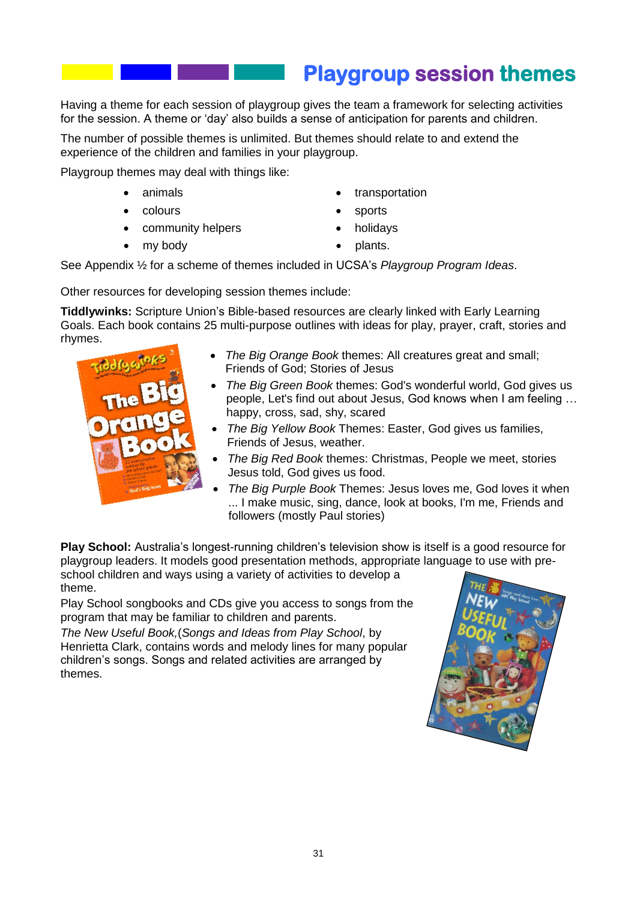# Playgroup session themes

Having a theme for each session of playgroup gives the team a framework for selecting activities for the session. A theme or 'day' also builds a sense of anticipation for parents and children.

The number of possible themes is unlimited. But themes should relate to and extend the experience of the children and families in your playgroup.

Playgroup themes may deal with things like:

- animals
- colours
- community helpers
- my body
- transportation
- sports
- holidays
- plants.

See Appendix ½ for a scheme of themes included in UCSA's *Playgroup Program Ideas*.

Other resources for developing session themes include:

**Tiddlywinks:** Scripture Union's Bible-based resources are clearly linked with Early Learning Goals. Each book contains 25 multi-purpose outlines with ideas for play, prayer, craft, stories and rhymes.

- *The Big Orange Book* themes: All creatures great and small; Friends of God; Stories of Jesus
- *The Big Green Book* themes: God's wonderful world, God gives us people, Let's find out about Jesus, God knows when I am feeling … happy, cross, sad, shy, scared
- *The Big Yellow Book* Themes: Easter, God gives us families, Friends of Jesus, weather.
- *The Big Red Book* themes: Christmas, People we meet, stories Jesus told, God gives us food.
- *The Big Purple Book* Themes: Jesus loves me, God loves it when ... I make music, sing, dance, look at books, I'm me, Friends and followers (mostly Paul stories)

**Play School:** Australia's longest-running children's television show is itself is a good resource for playgroup leaders. It models good presentation methods, appropriate language to use with pre-school children and ways using a variety of activities to develop a theme.

Play School songbooks and CDs give you access to songs from the program that may be familiar to children and parents.

*The New Useful Book,*(*Songs and Ideas from Play School*, by Henrietta Clark, contains words and melody lines for many popular children's songs. Songs and related activities are arranged by themes.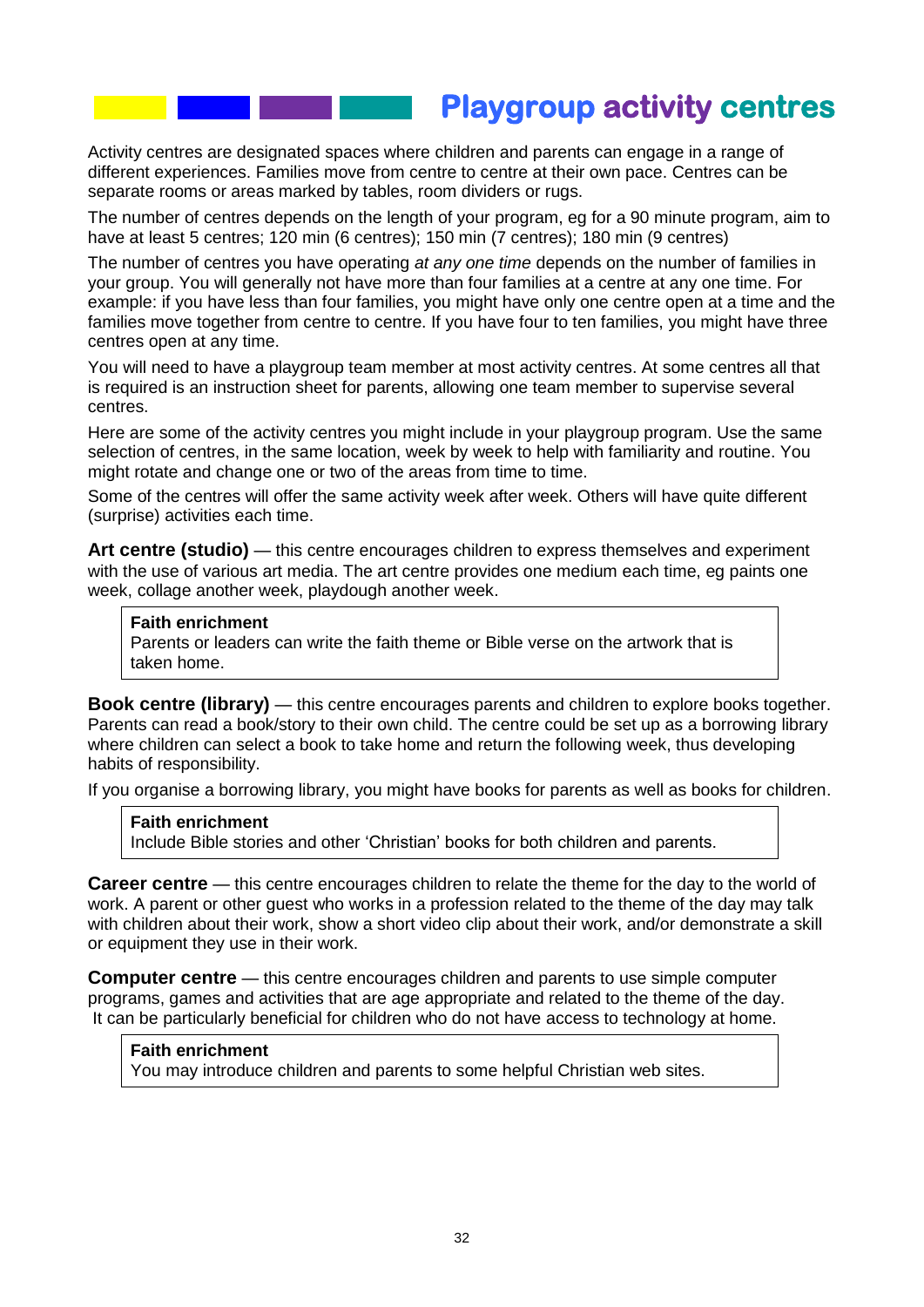# Playgroup activity centres

Activity centres are designated spaces where children and parents can engage in a range of different experiences. Families move from centre to centre at their own pace. Centres can be separate rooms or areas marked by tables, room dividers or rugs.

The number of centres depends on the length of your program, eg for a 90 minute program, aim to have at least 5 centres; 120 min (6 centres); 150 min (7 centres); 180 min (9 centres)

The number of centres you have operating *at any one time* depends on the number of families in your group. You will generally not have more than four families at a centre at any one time. For example: if you have less than four families, you might have only one centre open at a time and the families move together from centre to centre. If you have four to ten families, you might have three centres open at any time.

You will need to have a playgroup team member at most activity centres. At some centres all that is required is an instruction sheet for parents, allowing one team member to supervise several centres.

Here are some of the activity centres you might include in your playgroup program. Use the same selection of centres, in the same location, week by week to help with familiarity and routine. You might rotate and change one or two of the areas from time to time.

Some of the centres will offer the same activity week after week. Others will have quite different (surprise) activities each time.

**Art centre (studio)** — this centre encourages children to express themselves and experiment with the use of various art media. The art centre provides one medium each time, eg paints one week, collage another week, playdough another week.

> **Faith enrichment**
> Parents or leaders can write the faith theme or Bible verse on the artwork that is taken home.

**Book centre (library)** — this centre encourages parents and children to explore books together. Parents can read a book/story to their own child. The centre could be set up as a borrowing library where children can select a book to take home and return the following week, thus developing habits of responsibility.

If you organise a borrowing library, you might have books for parents as well as books for children.

> **Faith enrichment**
> Include Bible stories and other 'Christian' books for both children and parents.

**Career centre** — this centre encourages children to relate the theme for the day to the world of work. A parent or other guest who works in a profession related to the theme of the day may talk with children about their work, show a short video clip about their work, and/or demonstrate a skill or equipment they use in their work.

**Computer centre** — this centre encourages children and parents to use simple computer programs, games and activities that are age appropriate and related to the theme of the day. It can be particularly beneficial for children who do not have access to technology at home.

> **Faith enrichment**
> You may introduce children and parents to some helpful Christian web sites.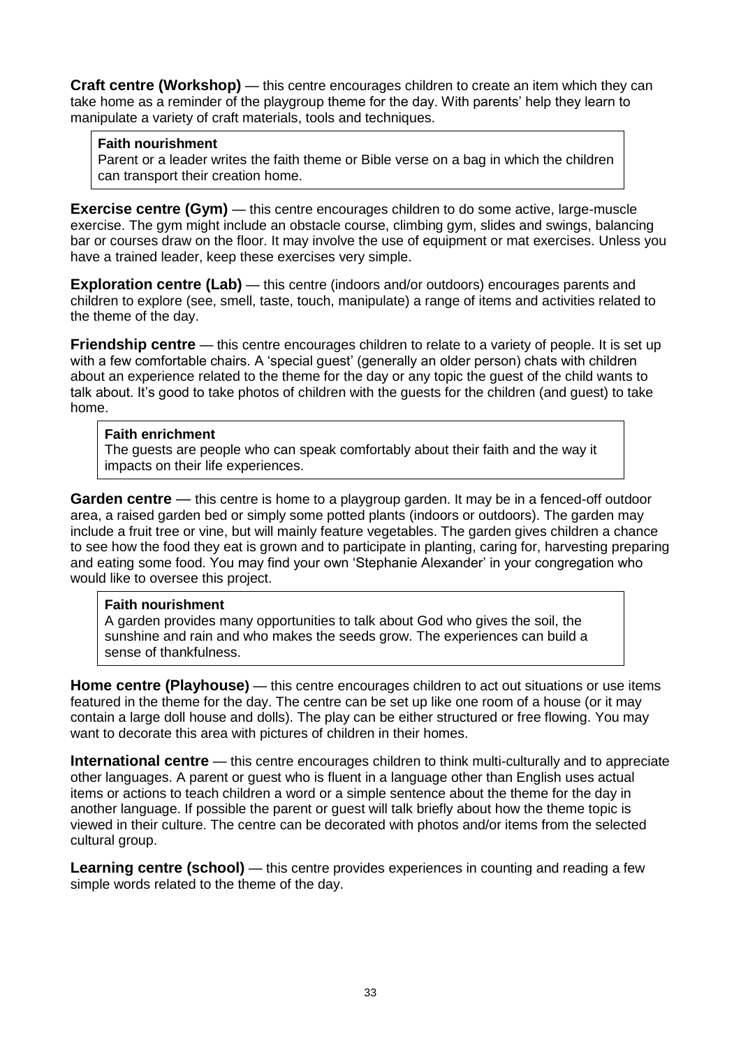**Craft centre (Workshop)** — this centre encourages children to create an item which they can take home as a reminder of the playgroup theme for the day. With parents' help they learn to manipulate a variety of craft materials, tools and techniques.

> **Faith nourishment**
> Parent or a leader writes the faith theme or Bible verse on a bag in which the children can transport their creation home.

**Exercise centre (Gym)** — this centre encourages children to do some active, large-muscle exercise. The gym might include an obstacle course, climbing gym, slides and swings, balancing bar or courses draw on the floor. It may involve the use of equipment or mat exercises. Unless you have a trained leader, keep these exercises very simple.

**Exploration centre (Lab)** — this centre (indoors and/or outdoors) encourages parents and children to explore (see, smell, taste, touch, manipulate) a range of items and activities related to the theme of the day.

**Friendship centre** — this centre encourages children to relate to a variety of people. It is set up with a few comfortable chairs. A 'special guest' (generally an older person) chats with children about an experience related to the theme for the day or any topic the guest of the child wants to talk about. It's good to take photos of children with the guests for the children (and guest) to take home.

> **Faith enrichment**
> The guests are people who can speak comfortably about their faith and the way it impacts on their life experiences.

**Garden centre** — this centre is home to a playgroup garden. It may be in a fenced-off outdoor area, a raised garden bed or simply some potted plants (indoors or outdoors). The garden may include a fruit tree or vine, but will mainly feature vegetables. The garden gives children a chance to see how the food they eat is grown and to participate in planting, caring for, harvesting preparing and eating some food. You may find your own 'Stephanie Alexander' in your congregation who would like to oversee this project.

> **Faith nourishment**
> A garden provides many opportunities to talk about God who gives the soil, the sunshine and rain and who makes the seeds grow. The experiences can build a sense of thankfulness.

**Home centre (Playhouse)** — this centre encourages children to act out situations or use items featured in the theme for the day. The centre can be set up like one room of a house (or it may contain a large doll house and dolls). The play can be either structured or free flowing. You may want to decorate this area with pictures of children in their homes.

**International centre** — this centre encourages children to think multi-culturally and to appreciate other languages. A parent or guest who is fluent in a language other than English uses actual items or actions to teach children a word or a simple sentence about the theme for the day in another language. If possible the parent or guest will talk briefly about how the theme topic is viewed in their culture. The centre can be decorated with photos and/or items from the selected cultural group.

**Learning centre (school)** — this centre provides experiences in counting and reading a few simple words related to the theme of the day.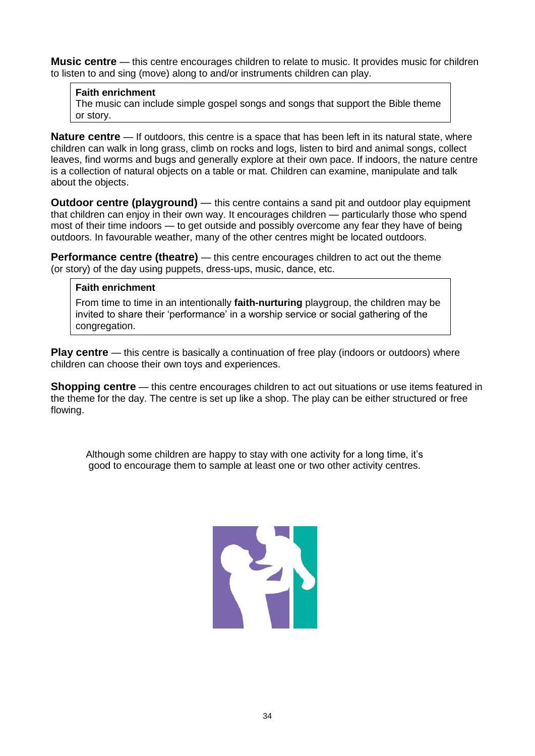**Music centre** — this centre encourages children to relate to music. It provides music for children to listen to and sing (move) along to and/or instruments children can play.

> **Faith enrichment**
> The music can include simple gospel songs and songs that support the Bible theme or story.

**Nature centre** — If outdoors, this centre is a space that has been left in its natural state, where children can walk in long grass, climb on rocks and logs, listen to bird and animal songs, collect leaves, find worms and bugs and generally explore at their own pace. If indoors, the nature centre is a collection of natural objects on a table or mat. Children can examine, manipulate and talk about the objects.

**Outdoor centre (playground)** — this centre contains a sand pit and outdoor play equipment that children can enjoy in their own way. It encourages children — particularly those who spend most of their time indoors — to get outside and possibly overcome any fear they have of being outdoors. In favourable weather, many of the other centres might be located outdoors.

**Performance centre (theatre)** — this centre encourages children to act out the theme (or story) of the day using puppets, dress-ups, music, dance, etc.

> **Faith enrichment**
> From time to time in an intentionally **faith-nurturing** playgroup, the children may be invited to share their 'performance' in a worship service or social gathering of the congregation.

**Play centre** — this centre is basically a continuation of free play (indoors or outdoors) where children can choose their own toys and experiences.

**Shopping centre** — this centre encourages children to act out situations or use items featured in the theme for the day. The centre is set up like a shop. The play can be either structured or free flowing.

Although some children are happy to stay with one activity for a long time, it's good to encourage them to sample at least one or two other activity centres.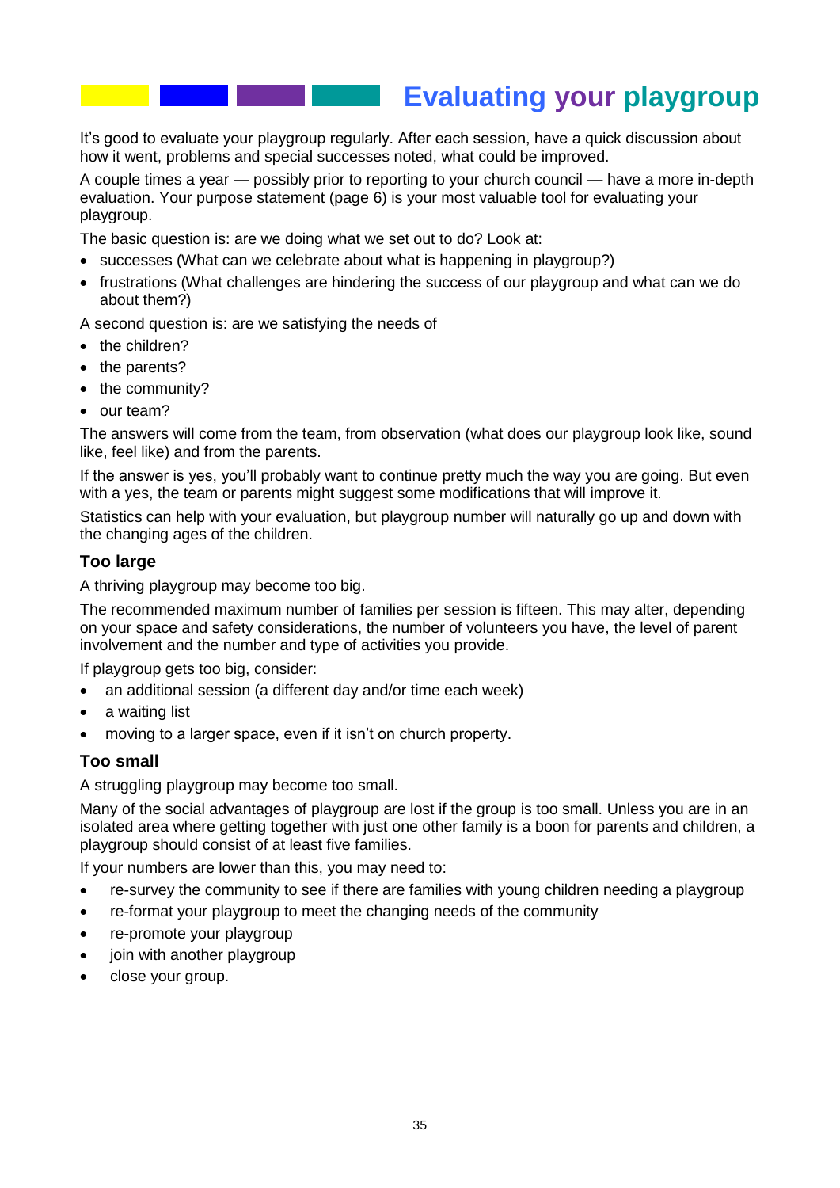# Evaluating your playgroup

It's good to evaluate your playgroup regularly. After each session, have a quick discussion about how it went, problems and special successes noted, what could be improved.

A couple times a year — possibly prior to reporting to your church council — have a more in-depth evaluation. Your purpose statement (page 6) is your most valuable tool for evaluating your playgroup.

The basic question is: are we doing what we set out to do? Look at:

- successes (What can we celebrate about what is happening in playgroup?)
- frustrations (What challenges are hindering the success of our playgroup and what can we do about them?)

A second question is: are we satisfying the needs of

- the children?
- the parents?
- the community?
- our team?

The answers will come from the team, from observation (what does our playgroup look like, sound like, feel like) and from the parents.

If the answer is yes, you'll probably want to continue pretty much the way you are going. But even with a yes, the team or parents might suggest some modifications that will improve it.

Statistics can help with your evaluation, but playgroup number will naturally go up and down with the changing ages of the children.

### Too large

A thriving playgroup may become too big.

The recommended maximum number of families per session is fifteen. This may alter, depending on your space and safety considerations, the number of volunteers you have, the level of parent involvement and the number and type of activities you provide.

If playgroup gets too big, consider:

- an additional session (a different day and/or time each week)
- a waiting list
- moving to a larger space, even if it isn't on church property.

### Too small

A struggling playgroup may become too small.

Many of the social advantages of playgroup are lost if the group is too small. Unless you are in an isolated area where getting together with just one other family is a boon for parents and children, a playgroup should consist of at least five families.

If your numbers are lower than this, you may need to:

- re-survey the community to see if there are families with young children needing a playgroup
- re-format your playgroup to meet the changing needs of the community
- re-promote your playgroup
- join with another playgroup
- close your group.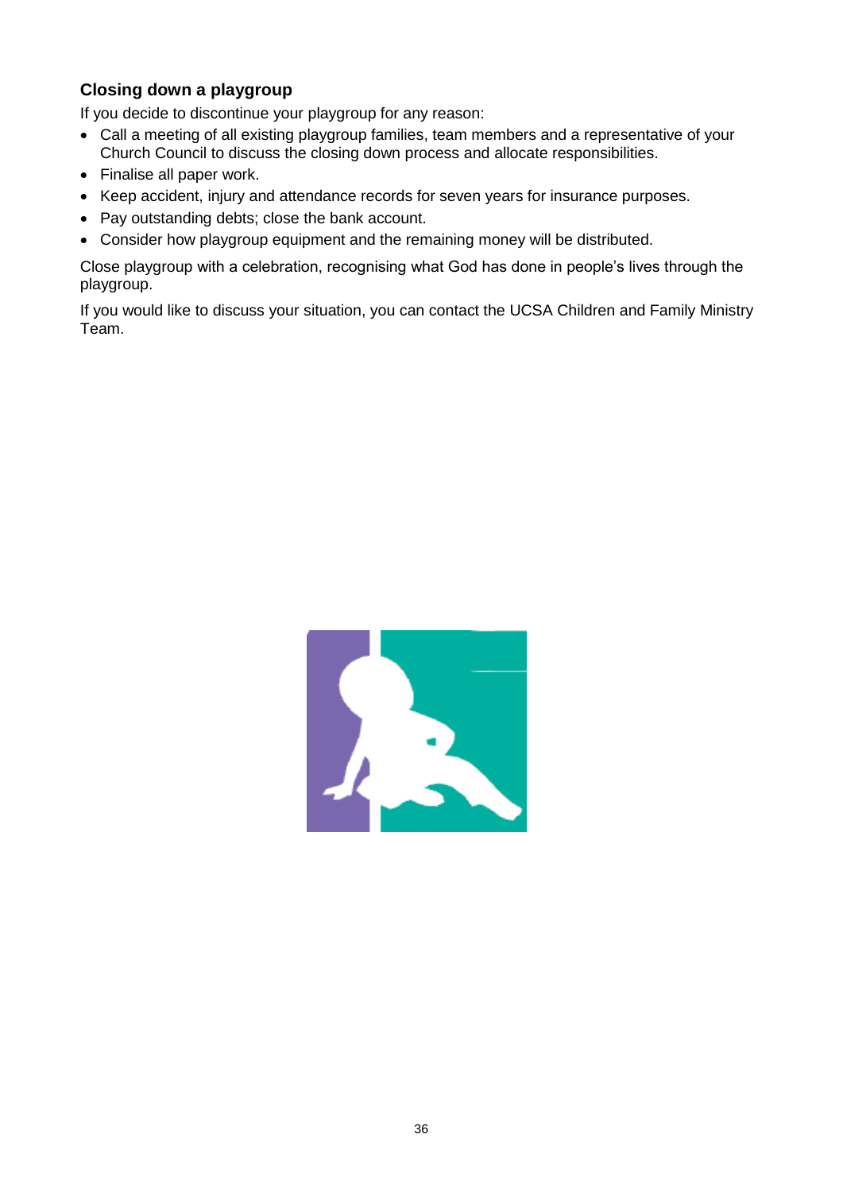### Closing down a playgroup

If you decide to discontinue your playgroup for any reason:

- Call a meeting of all existing playgroup families, team members and a representative of your Church Council to discuss the closing down process and allocate responsibilities.
- Finalise all paper work.
- Keep accident, injury and attendance records for seven years for insurance purposes.
- Pay outstanding debts; close the bank account.
- Consider how playgroup equipment and the remaining money will be distributed.

Close playgroup with a celebration, recognising what God has done in people's lives through the playgroup.

If you would like to discuss your situation, you can contact the UCSA Children and Family Ministry Team.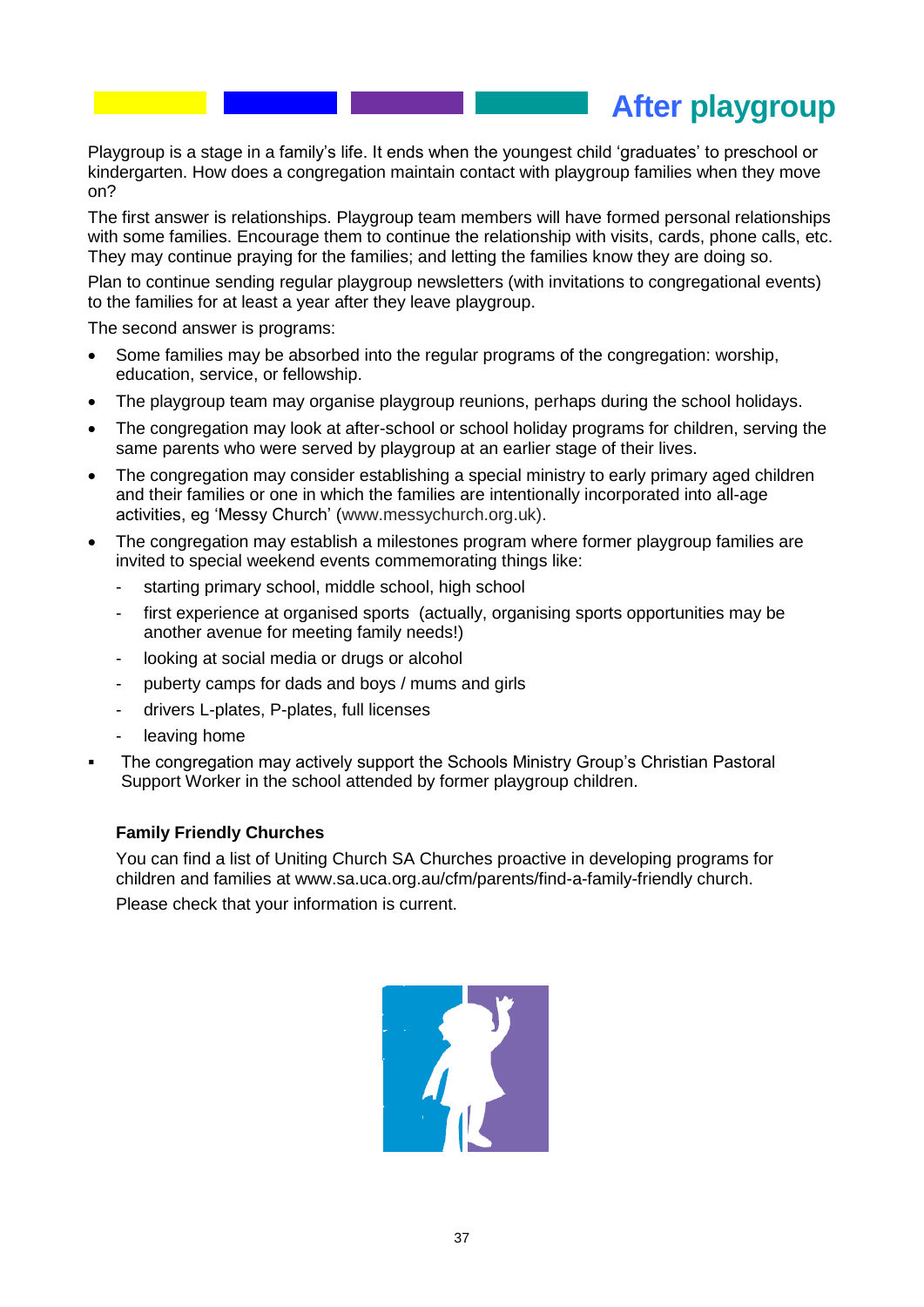# After playgroup

Playgroup is a stage in a family's life. It ends when the youngest child 'graduates' to preschool or kindergarten. How does a congregation maintain contact with playgroup families when they move on?

The first answer is relationships. Playgroup team members will have formed personal relationships with some families. Encourage them to continue the relationship with visits, cards, phone calls, etc. They may continue praying for the families; and letting the families know they are doing so.

Plan to continue sending regular playgroup newsletters (with invitations to congregational events) to the families for at least a year after they leave playgroup.

The second answer is programs:

- Some families may be absorbed into the regular programs of the congregation: worship, education, service, or fellowship.
- The playgroup team may organise playgroup reunions, perhaps during the school holidays.
- The congregation may look at after-school or school holiday programs for children, serving the same parents who were served by playgroup at an earlier stage of their lives.
- The congregation may consider establishing a special ministry to early primary aged children and their families or one in which the families are intentionally incorporated into all-age activities, eg 'Messy Church' (www.messychurch.org.uk).
- The congregation may establish a milestones program where former playgroup families are invited to special weekend events commemorating things like:
  - starting primary school, middle school, high school
  - first experience at organised sports (actually, organising sports opportunities may be another avenue for meeting family needs!)
  - looking at social media or drugs or alcohol
  - puberty camps for dads and boys / mums and girls
  - drivers L-plates, P-plates, full licenses
  - leaving home
- The congregation may actively support the Schools Ministry Group's Christian Pastoral Support Worker in the school attended by former playgroup children.

**Family Friendly Churches**

You can find a list of Uniting Church SA Churches proactive in developing programs for children and families at www.sa.uca.org.au/cfm/parents/find-a-family-friendly church.

Please check that your information is current.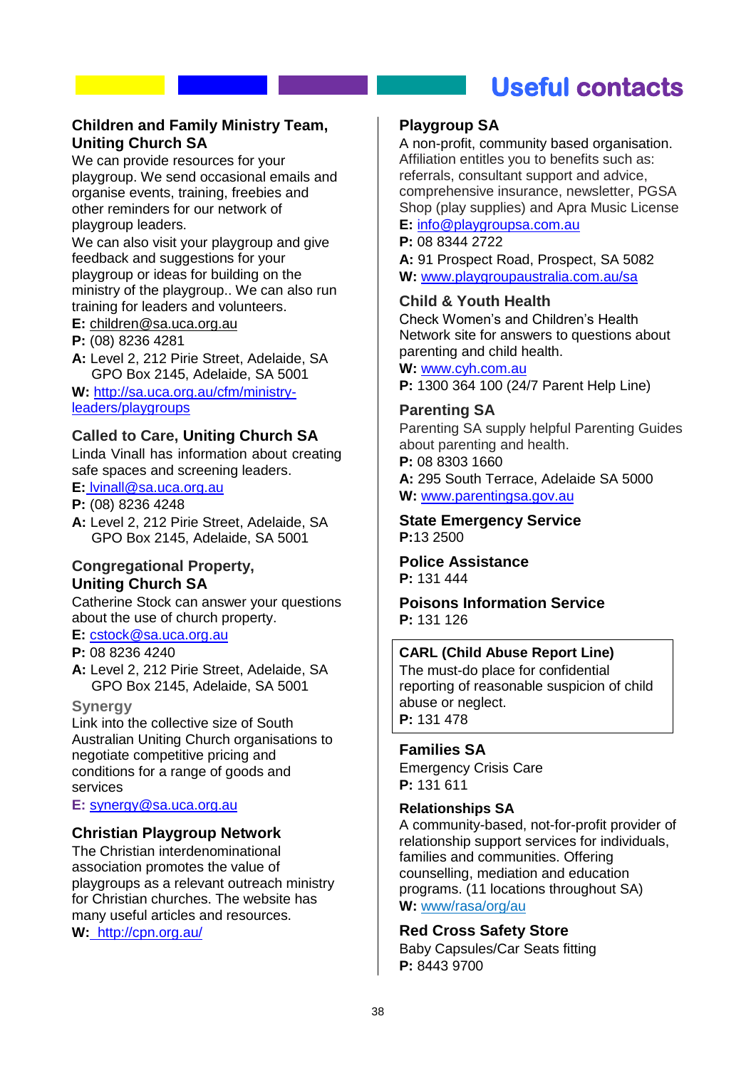# Useful contacts

### Children and Family Ministry Team, Uniting Church SA

We can provide resources for your playgroup. We send occasional emails and organise events, training, freebies and other reminders for our network of playgroup leaders.

We can also visit your playgroup and give feedback and suggestions for your playgroup or ideas for building on the ministry of the playgroup.. We can also run training for leaders and volunteers.

**E:** children@sa.uca.org.au
**P:** (08) 8236 4281
**A:** Level 2, 212 Pirie Street, Adelaide, SA GPO Box 2145, Adelaide, SA 5001
**W:** http://sa.uca.org.au/cfm/ministry-leaders/playgroups

### Called to Care, Uniting Church SA

Linda Vinall has information about creating safe spaces and screening leaders.

**E:** lvinall@sa.uca.org.au
**P:** (08) 8236 4248
**A:** Level 2, 212 Pirie Street, Adelaide, SA GPO Box 2145, Adelaide, SA 5001

### Congregational Property, Uniting Church SA

Catherine Stock can answer your questions about the use of church property.

**E:** cstock@sa.uca.org.au
**P:** 08 8236 4240
**A:** Level 2, 212 Pirie Street, Adelaide, SA GPO Box 2145, Adelaide, SA 5001

### Synergy

Link into the collective size of South Australian Uniting Church organisations to negotiate competitive pricing and conditions for a range of goods and services

**E:** synergy@sa.uca.org.au

### Christian Playgroup Network

The Christian interdenominational association promotes the value of playgroups as a relevant outreach ministry for Christian churches. The website has many useful articles and resources.

**W:** http://cpn.org.au/

### Playgroup SA

A non-profit, community based organisation. Affiliation entitles you to benefits such as: referrals, consultant support and advice, comprehensive insurance, newsletter, PGSA Shop (play supplies) and Apra Music License

**E:** info@playgroupsa.com.au
**P:** 08 8344 2722
**A:** 91 Prospect Road, Prospect, SA 5082
**W:** www.playgroupaustralia.com.au/sa

### Child & Youth Health

Check Women's and Children's Health Network site for answers to questions about parenting and child health.

**W:** www.cyh.com.au
**P:** 1300 364 100 (24/7 Parent Help Line)

### Parenting SA

Parenting SA supply helpful Parenting Guides about parenting and health.

**P:** 08 8303 1660
**A:** 295 South Terrace, Adelaide SA 5000
**W:** www.parentingsa.gov.au

### State Emergency Service

**P:**13 2500

### Police Assistance

**P:** 131 444

### Poisons Information Service

**P:** 131 126

### CARL (Child Abuse Report Line)

The must-do place for confidential reporting of reasonable suspicion of child abuse or neglect.

**P:** 131 478

### Families SA

Emergency Crisis Care

**P:** 131 611

### Relationships SA

A community-based, not-for-profit provider of relationship support services for individuals, families and communities. Offering counselling, mediation and education programs. (11 locations throughout SA)

**W:** www/rasa/org/au

### Red Cross Safety Store

Baby Capsules/Car Seats fitting

**P:** 8443 9700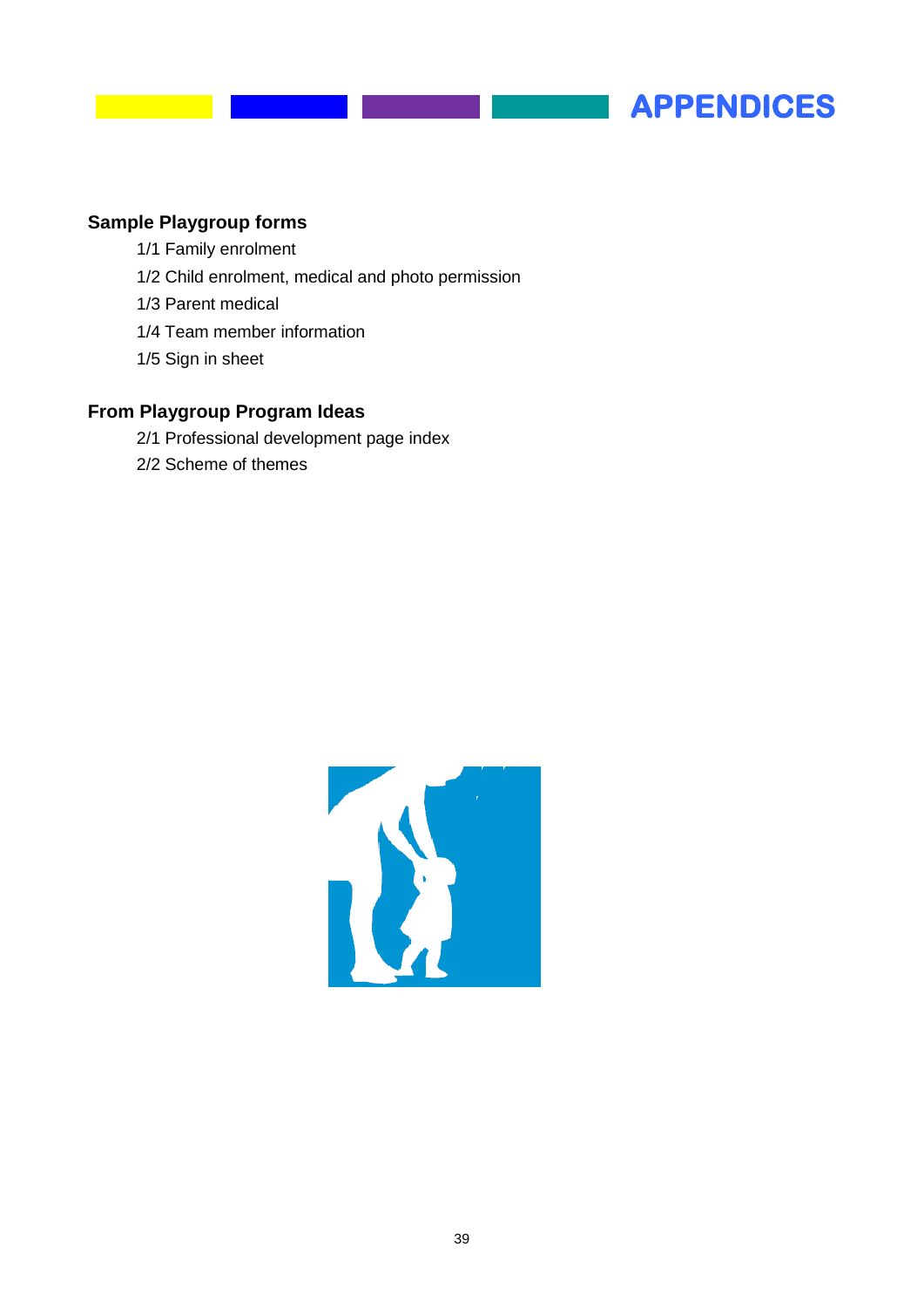# APPENDICES

**Sample Playgroup forms**

1/1 Family enrolment

1/2 Child enrolment, medical and photo permission

1/3 Parent medical

1/4 Team member information

1/5 Sign in sheet

**From Playgroup Program Ideas**

2/1 Professional development page index

2/2 Scheme of themes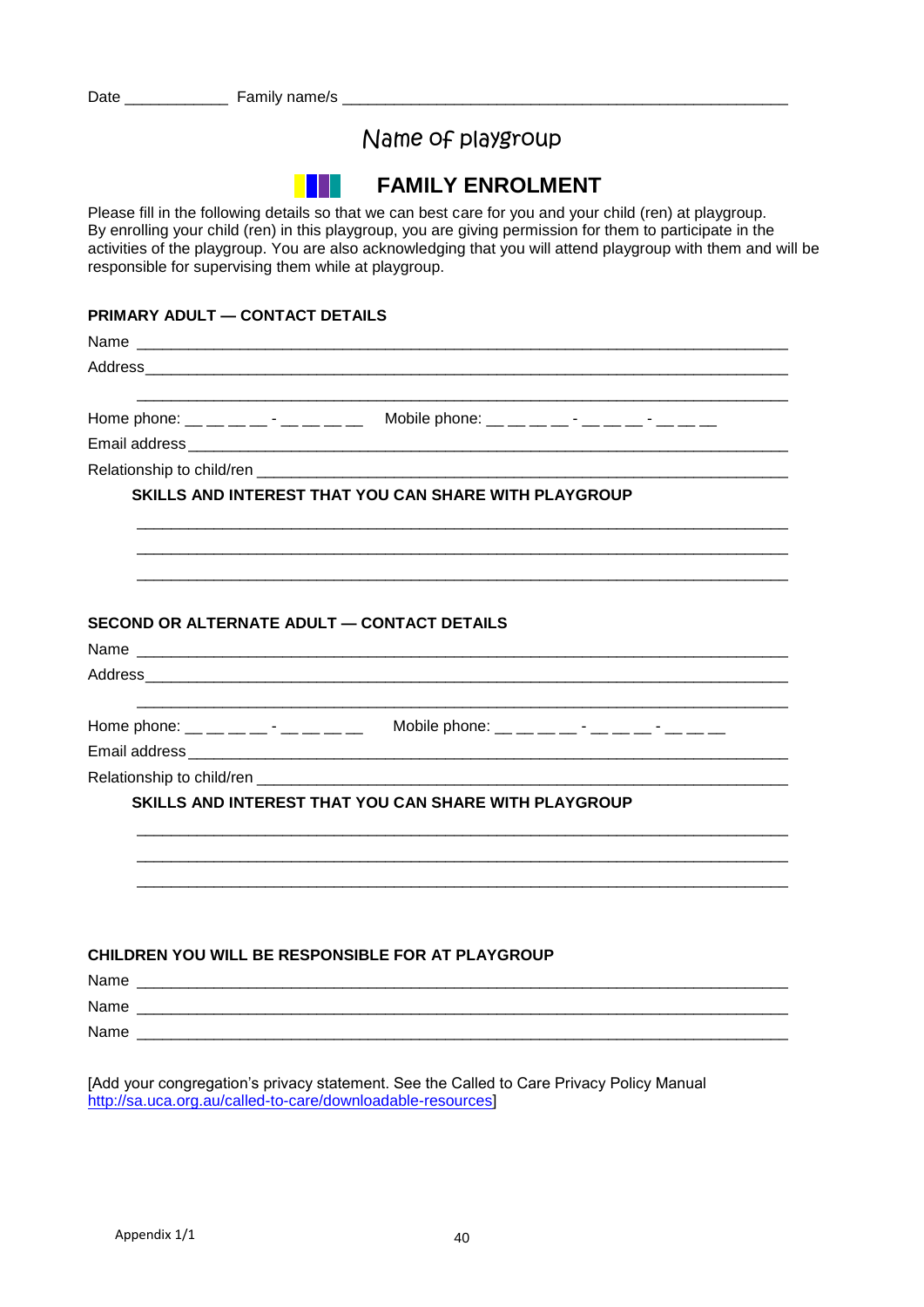Date ____________ Family name/s ____________________________________________________

# Name of playgroup

## FAMILY ENROLMENT

Please fill in the following details so that we can best care for you and your child (ren) at playgroup. By enrolling your child (ren) in this playgroup, you are giving permission for them to participate in the activities of the playgroup. You are also acknowledging that you will attend playgroup with them and will be responsible for supervising them while at playgroup.

**PRIMARY ADULT — CONTACT DETAILS**

Name ____________________________________________________________________________

Address__________________________________________________________________________

_________________________________________________________________________________

Home phone: __ __ __ __ - __ __ __ __ Mobile phone: __ __ __ __ - __ __ __ - __ __ __

Email address ____________________________________________________________________

Relationship to child/ren _________________________________________________________

**SKILLS AND INTEREST THAT YOU CAN SHARE WITH PLAYGROUP**

_________________________________________________________________________________

_________________________________________________________________________________

_________________________________________________________________________________

**SECOND OR ALTERNATE ADULT — CONTACT DETAILS**

Name ____________________________________________________________________________

Address__________________________________________________________________________

_________________________________________________________________________________

Home phone: __ __ __ __ - __ __ __ __ Mobile phone: __ __ __ __ - __ __ __ - __ __ __

Email address ____________________________________________________________________

Relationship to child/ren _________________________________________________________

**SKILLS AND INTEREST THAT YOU CAN SHARE WITH PLAYGROUP**

_________________________________________________________________________________

_________________________________________________________________________________

_________________________________________________________________________________

**CHILDREN YOU WILL BE RESPONSIBLE FOR AT PLAYGROUP**

Name ____________________________________________________________________________

Name ____________________________________________________________________________

Name ____________________________________________________________________________

[Add your congregation's privacy statement. See the Called to Care Privacy Policy Manual http://sa.uca.org.au/called-to-care/downloadable-resources]

Appendix 1/1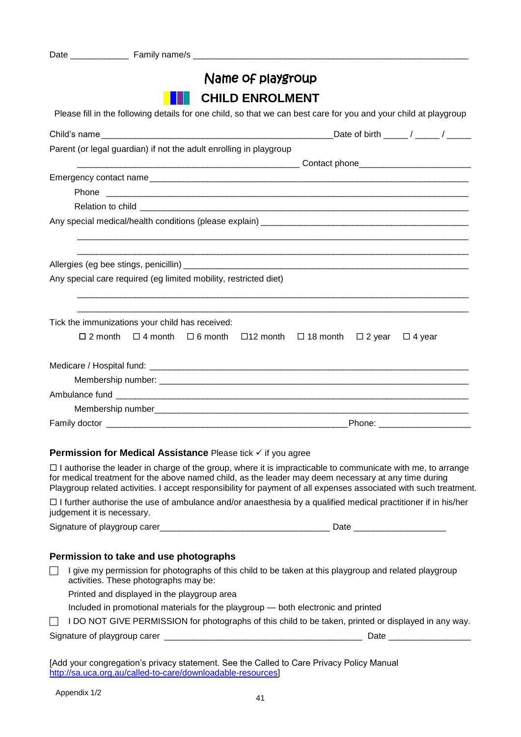Date ____________ Family name/s ________________________________________________________

# Name of playgroup

## CHILD ENROLMENT

Please fill in the following details for one child, so that we can best care for you and your child at playgroup

Child's name ______________________________________________ Date of birth _____ / _____ / _____

Parent (or legal guardian) if not the adult enrolling in playgroup

_____________________________________________ Contact phone______________________

Emergency contact name ____________________________________________________________

Phone ________________________________________________________________________

Relation to child _________________________________________________________________

Any special medical/health conditions (please explain) ___________________________________________

________________________________________________________________________________

________________________________________________________________________________

Allergies (eg bee stings, penicillin) _____________________________________________________

Any special care required (eg limited mobility, restricted diet)

________________________________________________________________________________

________________________________________________________________________________

Tick the immunizations your child has received:

☐ 2 month ☐ 4 month ☐ 6 month ☐12 month ☐ 18 month ☐ 2 year ☐ 4 year

Medicare / Hospital fund: ___________________________________________________________

Membership number: _____________________________________________________________

Ambulance fund __________________________________________________________________

Membership number_______________________________________________________________

Family doctor _________________________________________________ Phone: ___________________

**Permission for Medical Assistance** Please tick ✓ if you agree

☐ I authorise the leader in charge of the group, where it is impracticable to communicate with me, to arrange for medical treatment for the above named child, as the leader may deem necessary at any time during Playgroup related activities. I accept responsibility for payment of all expenses associated with such treatment.

☐ I further authorise the use of ambulance and/or anaesthesia by a qualified medical practitioner if in his/her judgement it is necessary.

Signature of playgroup carer__________________________________ Date ___________________

**Permission to take and use photographs**

☐ I give my permission for photographs of this child to be taken at this playgroup and related playgroup activities. These photographs may be:

Printed and displayed in the playgroup area

Included in promotional materials for the playgroup — both electronic and printed

☐ I DO NOT GIVE PERMISSION for photographs of this child to be taken, printed or displayed in any way.

Signature of playgroup carer ________________________________________ Date _________________

[Add your congregation's privacy statement. See the Called to Care Privacy Policy Manual http://sa.uca.org.au/called-to-care/downloadable-resources]

Appendix 1/2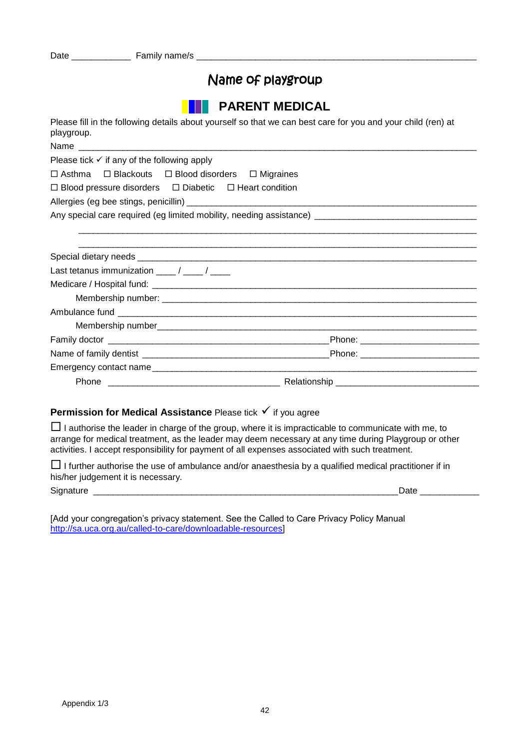Date ____________ Family name/s ________________________________________________________

# Name of playgroup

## PARENT MEDICAL

Please fill in the following details about yourself so that we can best care for you and your child (ren) at playgroup.

Name ________________________________________________________________________________

Please tick ✓ if any of the following apply

☐ Asthma ☐ Blackouts ☐ Blood disorders ☐ Migraines

☐ Blood pressure disorders ☐ Diabetic ☐ Heart condition

Allergies (eg bee stings, penicillin) ____________________________________________________________

Any special care required (eg limited mobility, needing assistance) ________________________________

________________________________________________________________________________

________________________________________________________________________________

Special dietary needs ____________________________________________________________________

Last tetanus immunization ____ / ____ / ____

Medicare / Hospital fund: _________________________________________________________________

Membership number: _____________________________________________________________

Ambulance fund ________________________________________________________________________

Membership number_____________________________________________________________

Family doctor ____________________________________________Phone: ______________________

Name of family dentist ____________________________________Phone: ______________________

Emergency contact name__________________________________________________________________

Phone __________________________________ Relationship ____________________________

**Permission for Medical Assistance** Please tick ✓ if you agree

☐ I authorise the leader in charge of the group, where it is impracticable to communicate with me, to arrange for medical treatment, as the leader may deem necessary at any time during Playgroup or other activities. I accept responsibility for payment of all expenses associated with such treatment.

☐ I further authorise the use of ambulance and/or anaesthesia by a qualified medical practitioner if in his/her judgement it is necessary.

Signature ____________________________________________________________Date ____________

[Add your congregation's privacy statement. See the Called to Care Privacy Policy Manual http://sa.uca.org.au/called-to-care/downloadable-resources]

Appendix 1/3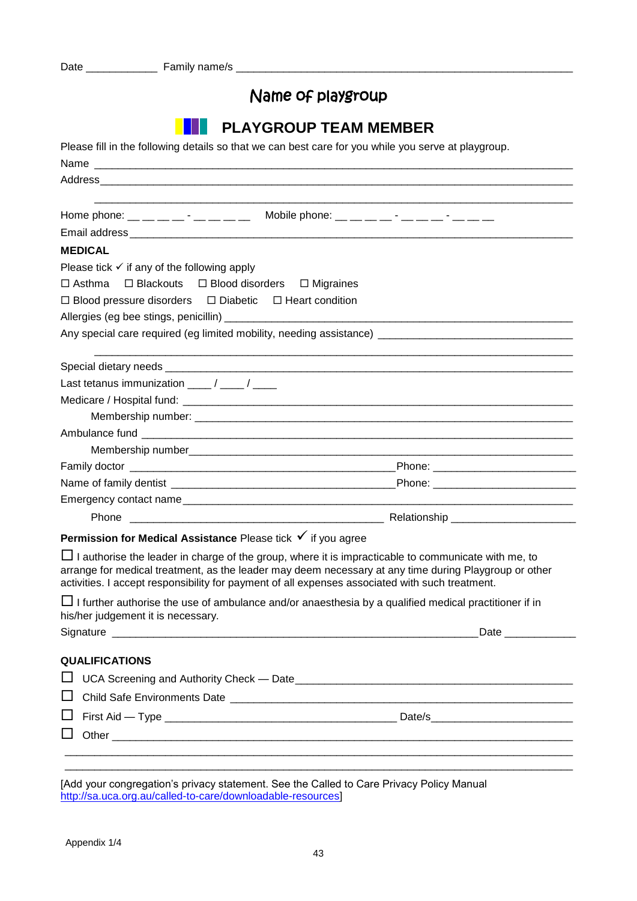Date ____________ Family name/s ________________________________________________________

# Name of playgroup

## PLAYGROUP TEAM MEMBER

Please fill in the following details so that we can best care for you while you serve at playgroup.

Name ______________________________________________________________________________

Address____________________________________________________________________________

___________________________________________________________________________

Home phone: __ __ __ __ - __ __ __ __   Mobile phone: __ __ __ __ - __ __ __ - __ __ __

Email address_______________________________________________________________________

**MEDICAL**

Please tick ✓ if any of the following apply

☐ Asthma  ☐ Blackouts  ☐ Blood disorders  ☐ Migraines

☐ Blood pressure disorders  ☐ Diabetic  ☐ Heart condition

Allergies (eg bee stings, penicillin) ______________________________________________________

Any special care required (eg limited mobility, needing assistance) _________________________________

___________________________________________________________________________

Special dietary needs _________________________________________________________________

Last tetanus immunization ____ / ____ / ____

Medicare / Hospital fund: ______________________________________________________________

Membership number: _________________________________________________________

Ambulance fund ____________________________________________________________________

Membership number__________________________________________________________

Family doctor ________________________________________Phone: _______________________

Name of family dentist __________________________________Phone: _______________________

Emergency contact name_______________________________________________________________

Phone ________________________________________ Relationship ____________________

**Permission for Medical Assistance** Please tick ✓ if you agree

☐ I authorise the leader in charge of the group, where it is impracticable to communicate with me, to arrange for medical treatment, as the leader may deem necessary at any time during Playgroup or other activities. I accept responsibility for payment of all expenses associated with such treatment.

☐ I further authorise the use of ambulance and/or anaesthesia by a qualified medical practitioner if in his/her judgement it is necessary.

Signature ____________________________________________________________Date ____________

**QUALIFICATIONS**

☐ UCA Screening and Authority Check — Date_____________________________________________

☐ Child Safe Environments Date _______________________________________________________

☐ First Aid — Type ____________________________________ Date/s________________________

☐ Other ___________________________________________________________________________

______________________________________________________________________________

______________________________________________________________________________

[Add your congregation's privacy statement. See the Called to Care Privacy Policy Manual http://sa.uca.org.au/called-to-care/downloadable-resources]

Appendix 1/4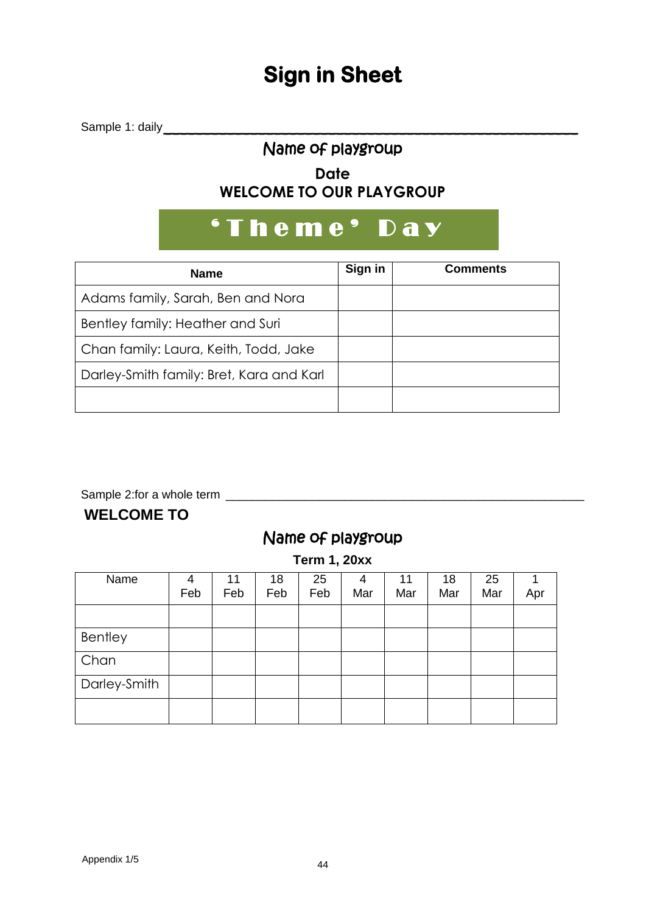# Sign in Sheet

Sample 1: daily

Name of playgroup

**Date**

**WELCOME TO OUR PLAYGROUP**

**'Theme' Day**

| Name | Sign in | Comments |
|---|---|---|
| Adams family, Sarah, Ben and Nora | | |
| Bentley family: Heather and Suri | | |
| Chan family: Laura, Keith, Todd, Jake | | |
| Darley-Smith family: Bret, Kara and Karl | | |
| | | |

Sample 2:for a whole term

**WELCOME TO**

Name of playgroup

**Term 1, 20xx**

| Name | 4 Feb | 11 Feb | 18 Feb | 25 Feb | 4 Mar | 11 Mar | 18 Mar | 25 Mar | 1 Apr |
|---|---|---|---|---|---|---|---|---|---|
| | | | | | | | | | |
| Bentley | | | | | | | | | |
| Chan | | | | | | | | | |
| Darley-Smith | | | | | | | | | |
| | | | | | | | | | |

Appendix 1/5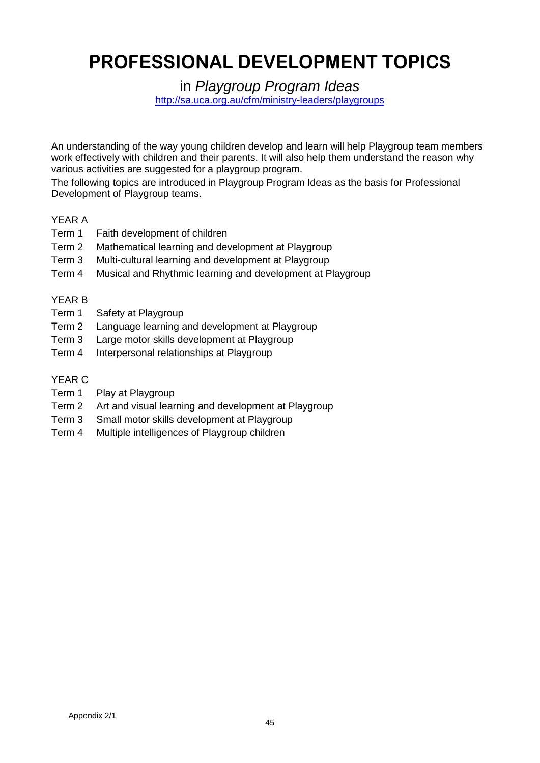# PROFESSIONAL DEVELOPMENT TOPICS

in *Playgroup Program Ideas*

http://sa.uca.org.au/cfm/ministry-leaders/playgroups

An understanding of the way young children develop and learn will help Playgroup team members work effectively with children and their parents. It will also help them understand the reason why various activities are suggested for a playgroup program.

The following topics are introduced in Playgroup Program Ideas as the basis for Professional Development of Playgroup teams.

YEAR A

- Term 1 Faith development of children
- Term 2 Mathematical learning and development at Playgroup
- Term 3 Multi-cultural learning and development at Playgroup
- Term 4 Musical and Rhythmic learning and development at Playgroup

YEAR B

- Term 1 Safety at Playgroup
- Term 2 Language learning and development at Playgroup
- Term 3 Large motor skills development at Playgroup
- Term 4 Interpersonal relationships at Playgroup

YEAR C

- Term 1 Play at Playgroup
- Term 2 Art and visual learning and development at Playgroup
- Term 3 Small motor skills development at Playgroup
- Term 4 Multiple intelligences of Playgroup children

Appendix 2/1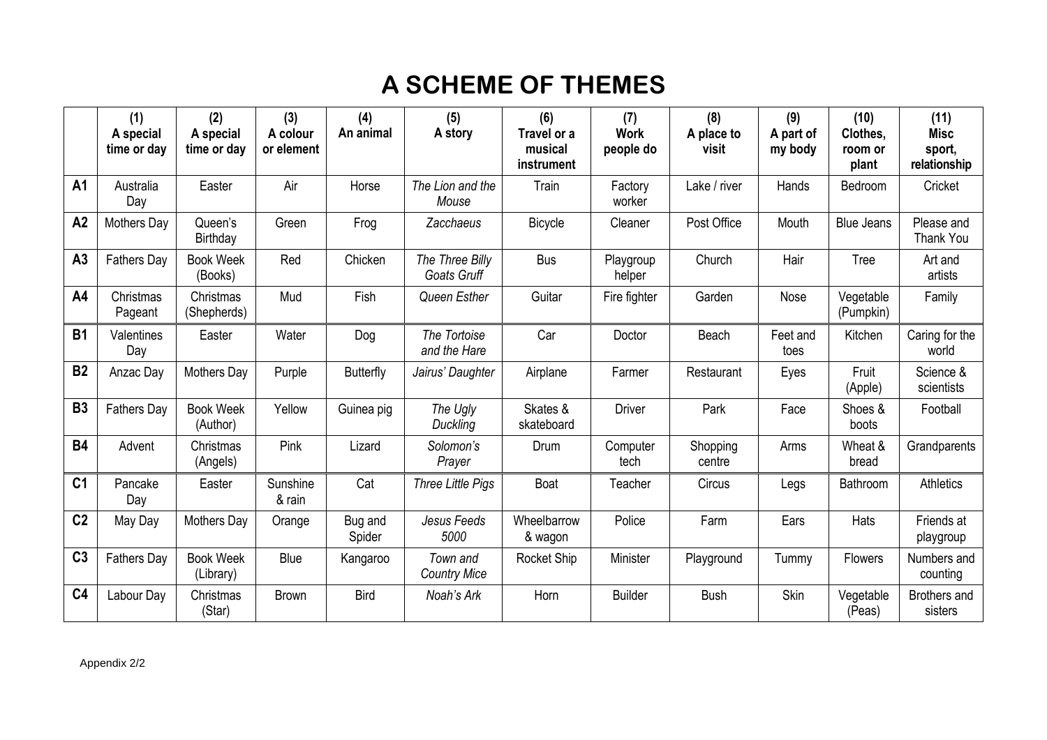# A SCHEME OF THEMES

| | (1) A special time or day | (2) A special time or day | (3) A colour or element | (4) An animal | (5) A story | (6) Travel or a musical instrument | (7) Work people do | (8) A place to visit | (9) A part of my body | (10) Clothes, room or plant | (11) Misc sport, relationship |
|---|---|---|---|---|---|---|---|---|---|---|---|
| **A1** | Australia Day | Easter | Air | Horse | *The Lion and the Mouse* | Train | Factory worker | Lake / river | Hands | Bedroom | Cricket |
| **A2** | Mothers Day | Queen's Birthday | Green | Frog | *Zacchaeus* | Bicycle | Cleaner | Post Office | Mouth | Blue Jeans | Please and Thank You |
| **A3** | Fathers Day | Book Week (Books) | Red | Chicken | *The Three Billy Goats Gruff* | Bus | Playgroup helper | Church | Hair | Tree | Art and artists |
| **A4** | Christmas Pageant | Christmas (Shepherds) | Mud | Fish | *Queen Esther* | Guitar | Fire fighter | Garden | Nose | Vegetable (Pumpkin) | Family |
| **B1** | Valentines Day | Easter | Water | Dog | *The Tortoise and the Hare* | Car | Doctor | Beach | Feet and toes | Kitchen | Caring for the world |
| **B2** | Anzac Day | Mothers Day | Purple | Butterfly | *Jairus' Daughter* | Airplane | Farmer | Restaurant | Eyes | Fruit (Apple) | Science & scientists |
| **B3** | Fathers Day | Book Week (Author) | Yellow | Guinea pig | *The Ugly Duckling* | Skates & skateboard | Driver | Park | Face | Shoes & boots | Football |
| **B4** | Advent | Christmas (Angels) | Pink | Lizard | *Solomon's Prayer* | Drum | Computer tech | Shopping centre | Arms | Wheat & bread | Grandparents |
| **C1** | Pancake Day | Easter | Sunshine & rain | Cat | *Three Little Pigs* | Boat | Teacher | Circus | Legs | Bathroom | Athletics |
| **C2** | May Day | Mothers Day | Orange | Bug and Spider | *Jesus Feeds 5000* | Wheelbarrow & wagon | Police | Farm | Ears | Hats | Friends at playgroup |
| **C3** | Fathers Day | Book Week (Library) | Blue | Kangaroo | *Town and Country Mice* | Rocket Ship | Minister | Playground | Tummy | Flowers | Numbers and counting |
| **C4** | Labour Day | Christmas (Star) | Brown | Bird | *Noah's Ark* | Horn | Builder | Bush | Skin | Vegetable (Peas) | Brothers and sisters |

Appendix 2/2